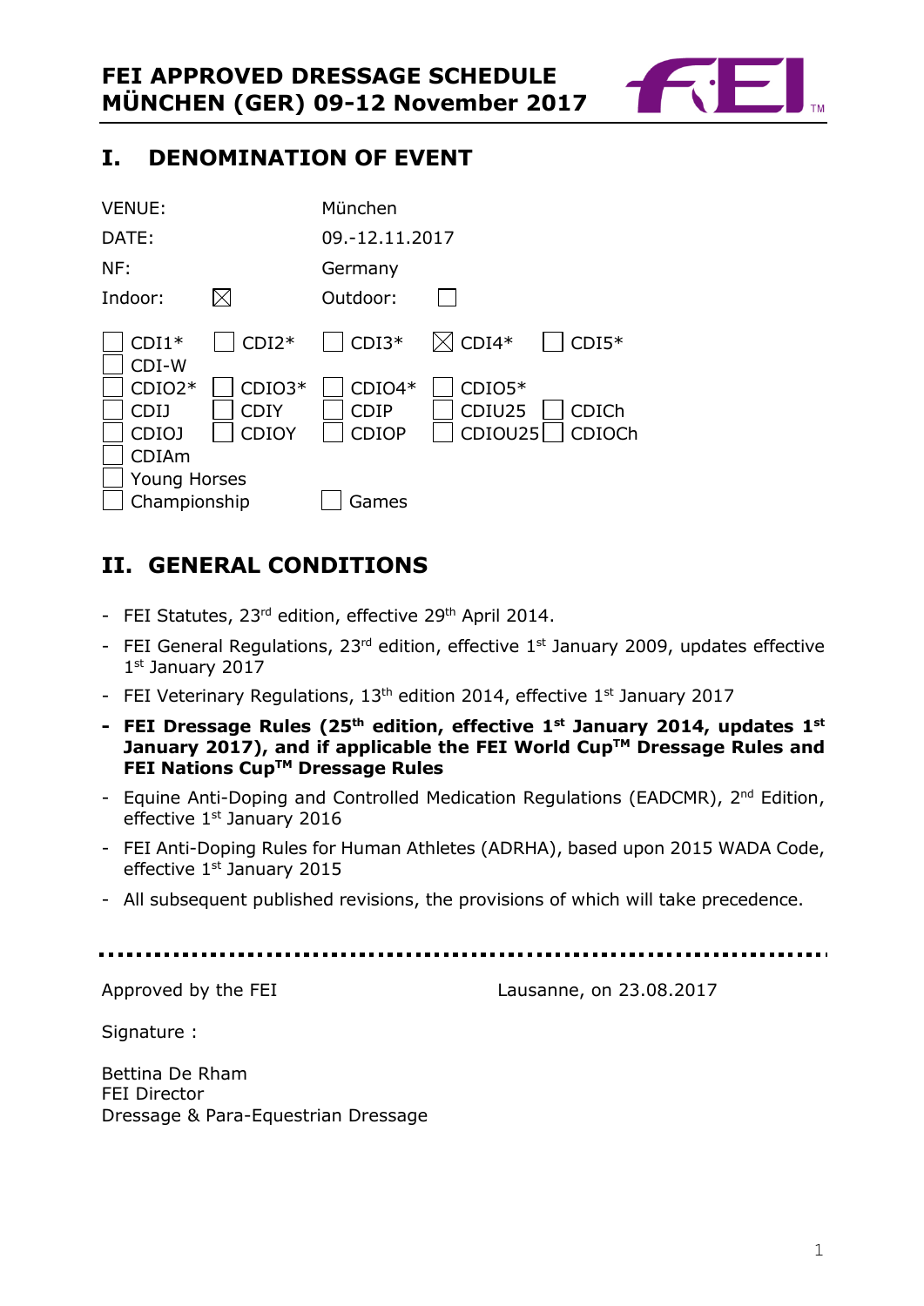# FEI APPROVED DRESSAGE SCHEDULE
# MÜNCHEN (GER) 09-12 November 2017

## I. DENOMINATION OF EVENT

| | |
|---|---|
| VENUE: | München |
| DATE: | 09.-12.11.2017 |
| NF: | Germany |
| Indoor: ☒ | Outdoor: ☐ |

☐ CDI1* ☐ CDI2* ☐ CDI3* ☒ CDI4* ☐ CDI5*
☐ CDI-W
☐ CDIO2* ☐ CDIO3* ☐ CDIO4* ☐ CDIO5*
☐ CDIJ ☐ CDIY ☐ CDIP ☐ CDIU25 ☐ CDICh
☐ CDIOJ ☐ CDIOY ☐ CDIOP ☐ CDIOU25 ☐ CDIOCh
☐ CDIAm
☐ Young Horses
☐ Championship ☐ Games

## II. GENERAL CONDITIONS

- FEI Statutes, 23rd edition, effective 29th April 2014.
- FEI General Regulations, 23rd edition, effective 1st January 2009, updates effective 1st January 2017
- FEI Veterinary Regulations, 13th edition 2014, effective 1st January 2017
- **FEI Dressage Rules (25th edition, effective 1st January 2014, updates 1st January 2017), and if applicable the FEI World Cup™ Dressage Rules and FEI Nations Cup™ Dressage Rules**
- Equine Anti-Doping and Controlled Medication Regulations (EADCMR), 2nd Edition, effective 1st January 2016
- FEI Anti-Doping Rules for Human Athletes (ADRHA), based upon 2015 WADA Code, effective 1st January 2015
- All subsequent published revisions, the provisions of which will take precedence.

---

Approved by the FEI — Lausanne, on 23.08.2017

Signature :

Bettina De Rham
FEI Director
Dressage & Para-Equestrian Dressage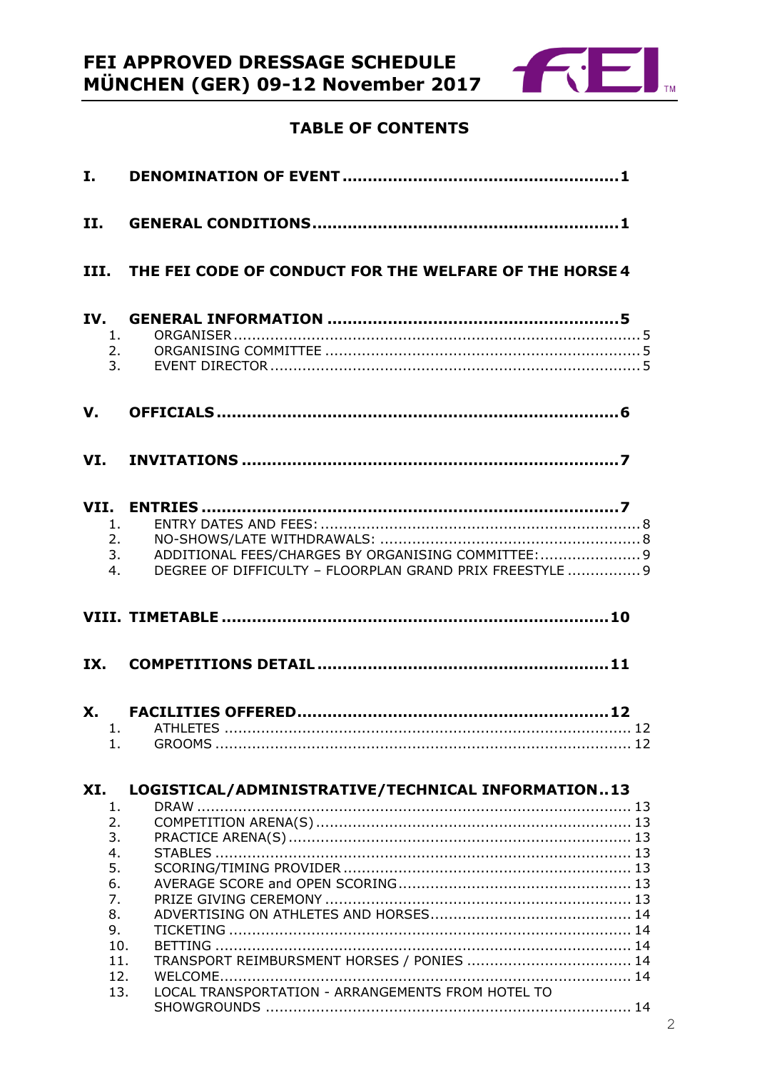# TABLE OF CONTENTS

**I. DENOMINATION OF EVENT .......... 1**

**II. GENERAL CONDITIONS .......... 1**

**III. THE FEI CODE OF CONDUCT FOR THE WELFARE OF THE HORSE 4**

**IV. GENERAL INFORMATION .......... 5**

1. ORGANISER .......... 5
2. ORGANISING COMMITTEE .......... 5
3. EVENT DIRECTOR .......... 5

**V. OFFICIALS .......... 6**

**VI. INVITATIONS .......... 7**

**VII. ENTRIES .......... 7**

1. ENTRY DATES AND FEES: .......... 8
2. NO-SHOWS/LATE WITHDRAWALS: .......... 8
3. ADDITIONAL FEES/CHARGES BY ORGANISING COMMITTEE: .......... 9
4. DEGREE OF DIFFICULTY – FLOORPLAN GRAND PRIX FREESTYLE .......... 9

**VIII. TIMETABLE .......... 10**

**IX. COMPETITIONS DETAIL .......... 11**

**X. FACILITIES OFFERED .......... 12**

1. ATHLETES .......... 12
1. GROOMS .......... 12

**XI. LOGISTICAL/ADMINISTRATIVE/TECHNICAL INFORMATION .. 13**

1. DRAW .......... 13
2. COMPETITION ARENA(S) .......... 13
3. PRACTICE ARENA(S) .......... 13
4. STABLES .......... 13
5. SCORING/TIMING PROVIDER .......... 13
6. AVERAGE SCORE and OPEN SCORING .......... 13
7. PRIZE GIVING CEREMONY .......... 13
8. ADVERTISING ON ATHLETES AND HORSES .......... 14
9. TICKETING .......... 14
10. BETTING .......... 14
11. TRANSPORT REIMBURSMENT HORSES / PONIES .......... 14
12. WELCOME .......... 14
13. LOCAL TRANSPORTATION - ARRANGEMENTS FROM HOTEL TO SHOWGROUNDS .......... 14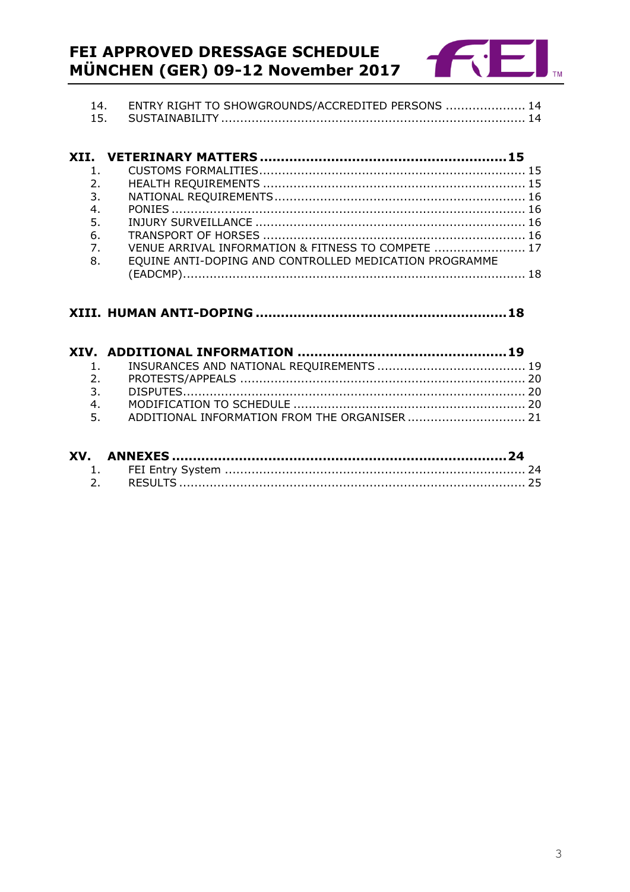14. ENTRY RIGHT TO SHOWGROUNDS/ACCREDITED PERSONS ..................... 14
15. SUSTAINABILITY ................................................................................ 14

**XII. VETERINARY MATTERS .........................................................15**

1. CUSTOMS FORMALITIES..................................................................... 15
2. HEALTH REQUIREMENTS .................................................................... 15
3. NATIONAL REQUIREMENTS.................................................................. 16
4. PONIES ............................................................................................ 16
5. INJURY SURVEILLANCE ...................................................................... 16
6. TRANSPORT OF HORSES ..................................................................... 16
7. VENUE ARRIVAL INFORMATION & FITNESS TO COMPETE ........................ 17
8. EQUINE ANTI-DOPING AND CONTROLLED MEDICATION PROGRAMME (EADCMP).......................................................................................... 18

**XIII. HUMAN ANTI-DOPING ..........................................................18**

**XIV. ADDITIONAL INFORMATION .................................................19**

1. INSURANCES AND NATIONAL REQUIREMENTS ....................................... 19
2. PROTESTS/APPEALS ........................................................................... 20
3. DISPUTES......................................................................................... 20
4. MODIFICATION TO SCHEDULE ............................................................. 20
5. ADDITIONAL INFORMATION FROM THE ORGANISER ............................... 21

**XV. ANNEXES ..............................................................................24**

1. FEI Entry System ............................................................................... 24
2. RESULTS .......................................................................................... 25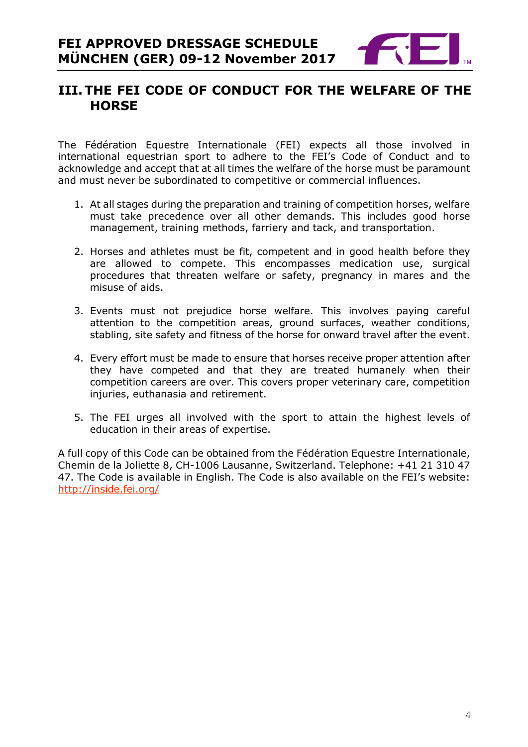## III. THE FEI CODE OF CONDUCT FOR THE WELFARE OF THE HORSE

The Fédération Equestre Internationale (FEI) expects all those involved in international equestrian sport to adhere to the FEI's Code of Conduct and to acknowledge and accept that at all times the welfare of the horse must be paramount and must never be subordinated to competitive or commercial influences.

1. At all stages during the preparation and training of competition horses, welfare must take precedence over all other demands. This includes good horse management, training methods, farriery and tack, and transportation.

2. Horses and athletes must be fit, competent and in good health before they are allowed to compete. This encompasses medication use, surgical procedures that threaten welfare or safety, pregnancy in mares and the misuse of aids.

3. Events must not prejudice horse welfare. This involves paying careful attention to the competition areas, ground surfaces, weather conditions, stabling, site safety and fitness of the horse for onward travel after the event.

4. Every effort must be made to ensure that horses receive proper attention after they have competed and that they are treated humanely when their competition careers are over. This covers proper veterinary care, competition injuries, euthanasia and retirement.

5. The FEI urges all involved with the sport to attain the highest levels of education in their areas of expertise.

A full copy of this Code can be obtained from the Fédération Equestre Internationale, Chemin de la Joliette 8, CH-1006 Lausanne, Switzerland. Telephone: +41 21 310 47 47. The Code is available in English. The Code is also available on the FEI's website: http://inside.fei.org/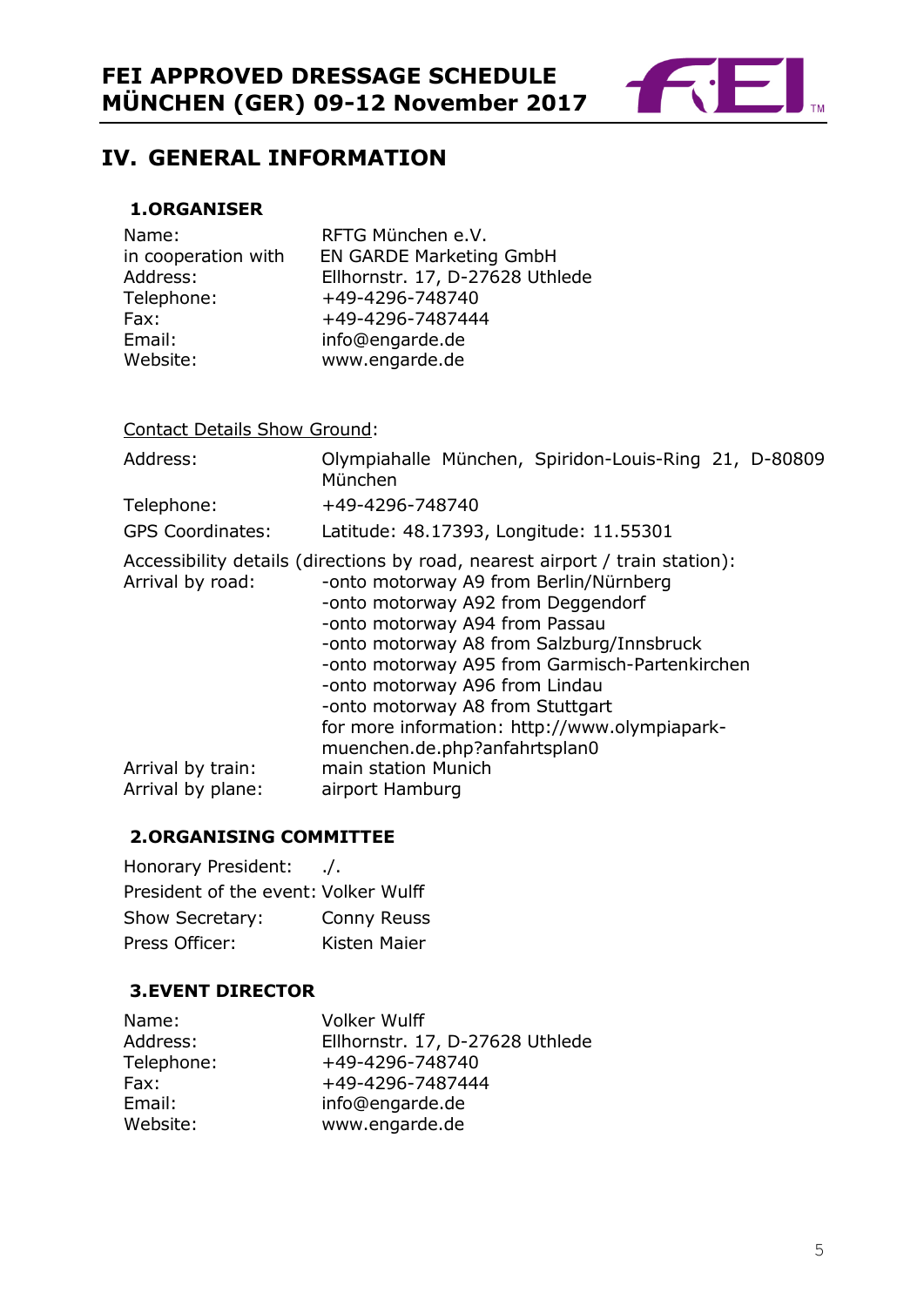# IV. GENERAL INFORMATION

## 1. ORGANISER

| | |
|---|---|
| Name: | RFTG München e.V. |
| in cooperation with | EN GARDE Marketing GmbH |
| Address: | Ellhornstr. 17, D-27628 Uthlede |
| Telephone: | +49-4296-748740 |
| Fax: | +49-4296-7487444 |
| Email: | info@engarde.de |
| Website: | www.engarde.de |

Contact Details Show Ground:

| | |
|---|---|
| Address: | Olympiahalle München, Spiridon-Louis-Ring 21, D-80809 München |
| Telephone: | +49-4296-748740 |
| GPS Coordinates: | Latitude: 48.17393, Longitude: 11.55301 |

Accessibility details (directions by road, nearest airport / train station):

| | |
|---|---|
| Arrival by road: | -onto motorway A9 from Berlin/Nürnberg<br>-onto motorway A92 from Deggendorf<br>-onto motorway A94 from Passau<br>-onto motorway A8 from Salzburg/Innsbruck<br>-onto motorway A95 from Garmisch-Partenkirchen<br>-onto motorway A96 from Lindau<br>-onto motorway A8 from Stuttgart<br>for more information: http://www.olympiapark-muenchen.de.php?anfahrtsplan0 |
| Arrival by train: | main station Munich |
| Arrival by plane: | airport Hamburg |

## 2. ORGANISING COMMITTEE

| | |
|---|---|
| Honorary President: | ./. |
| President of the event: | Volker Wulff |
| Show Secretary: | Conny Reuss |
| Press Officer: | Kisten Maier |

## 3. EVENT DIRECTOR

| | |
|---|---|
| Name: | Volker Wulff |
| Address: | Ellhornstr. 17, D-27628 Uthlede |
| Telephone: | +49-4296-748740 |
| Fax: | +49-4296-7487444 |
| Email: | info@engarde.de |
| Website: | www.engarde.de |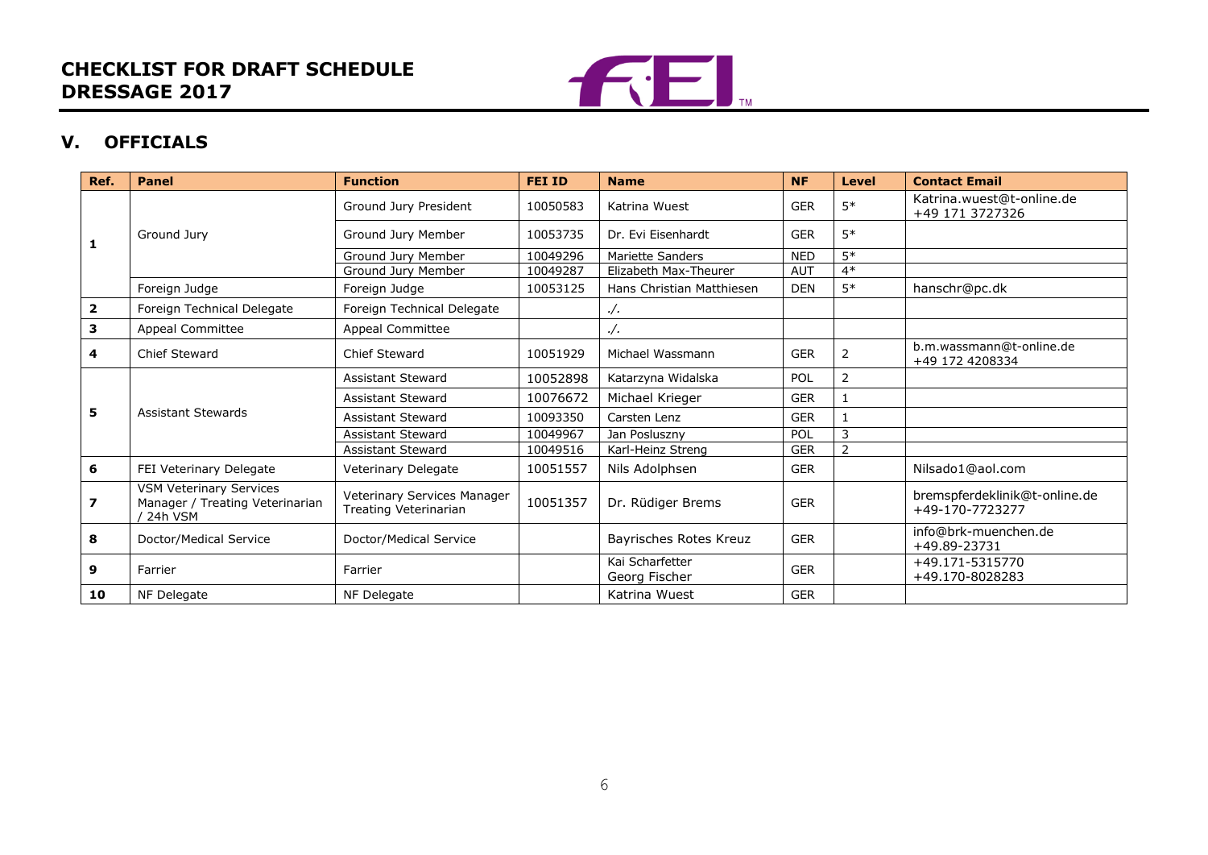# CHECKLIST FOR DRAFT SCHEDULE DRESSAGE 2017

## V. OFFICIALS

| Ref. | Panel | Function | FEI ID | Name | NF | Level | Contact Email |
|---|---|---|---|---|---|---|---|
| 1 | Ground Jury | Ground Jury President | 10050583 | Katrina Wuest | GER | 5* | Katrina.wuest@t-online.de +49 171 3727326 |
| | | Ground Jury Member | 10053735 | Dr. Evi Eisenhardt | GER | 5* | |
| | | Ground Jury Member | 10049296 | Mariette Sanders | NED | 5* | |
| | | Ground Jury Member | 10049287 | Elizabeth Max-Theurer | AUT | 4* | |
| | Foreign Judge | Foreign Judge | 10053125 | Hans Christian Matthiesen | DEN | 5* | hanschr@pc.dk |
| 2 | Foreign Technical Delegate | Foreign Technical Delegate | | ./. | | | |
| 3 | Appeal Committee | Appeal Committee | | ./. | | | |
| 4 | Chief Steward | Chief Steward | 10051929 | Michael Wassmann | GER | 2 | b.m.wassmann@t-online.de +49 172 4208334 |
| 5 | Assistant Stewards | Assistant Steward | 10052898 | Katarzyna Widalska | POL | 2 | |
| | | Assistant Steward | 10076672 | Michael Krieger | GER | 1 | |
| | | Assistant Steward | 10093350 | Carsten Lenz | GER | 1 | |
| | | Assistant Steward | 10049967 | Jan Posluszny | POL | 3 | |
| | | Assistant Steward | 10049516 | Karl-Heinz Streng | GER | 2 | |
| 6 | FEI Veterinary Delegate | Veterinary Delegate | 10051557 | Nils Adolphsen | GER | | Nilsado1@aol.com |
| 7 | VSM Veterinary Services Manager / Treating Veterinarian / 24h VSM | Veterinary Services Manager Treating Veterinarian | 10051357 | Dr. Rüdiger Brems | GER | | bremspferdeklinik@t-online.de +49-170-7723277 |
| 8 | Doctor/Medical Service | Doctor/Medical Service | | Bayrisches Rotes Kreuz | GER | | info@brk-muenchen.de +49.89-23731 |
| 9 | Farrier | Farrier | | Kai Scharfetter Georg Fischer | GER | | +49.171-5315770 +49.170-8028283 |
| 10 | NF Delegate | NF Delegate | | Katrina Wuest | GER | | |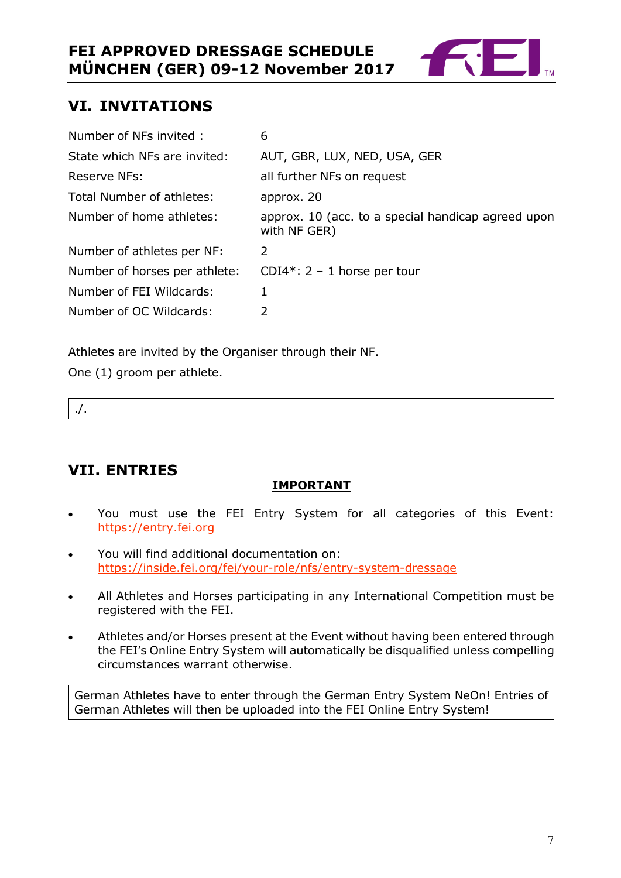## VI. INVITATIONS

| | |
|---|---|
| Number of NFs invited : | 6 |
| State which NFs are invited: | AUT, GBR, LUX, NED, USA, GER |
| Reserve NFs: | all further NFs on request |
| Total Number of athletes: | approx. 20 |
| Number of home athletes: | approx. 10 (acc. to a special handicap agreed upon with NF GER) |
| Number of athletes per NF: | 2 |
| Number of horses per athlete: | CDI4*: 2 – 1 horse per tour |
| Number of FEI Wildcards: | 1 |
| Number of OC Wildcards: | 2 |

Athletes are invited by the Organiser through their NF.

One (1) groom per athlete.

./.

## VII. ENTRIES

**IMPORTANT**

- You must use the FEI Entry System for all categories of this Event: https://entry.fei.org
- You will find additional documentation on: https://inside.fei.org/fei/your-role/nfs/entry-system-dressage
- All Athletes and Horses participating in any International Competition must be registered with the FEI.
- Athletes and/or Horses present at the Event without having been entered through the FEI's Online Entry System will automatically be disqualified unless compelling circumstances warrant otherwise.

German Athletes have to enter through the German Entry System NeOn! Entries of German Athletes will then be uploaded into the FEI Online Entry System!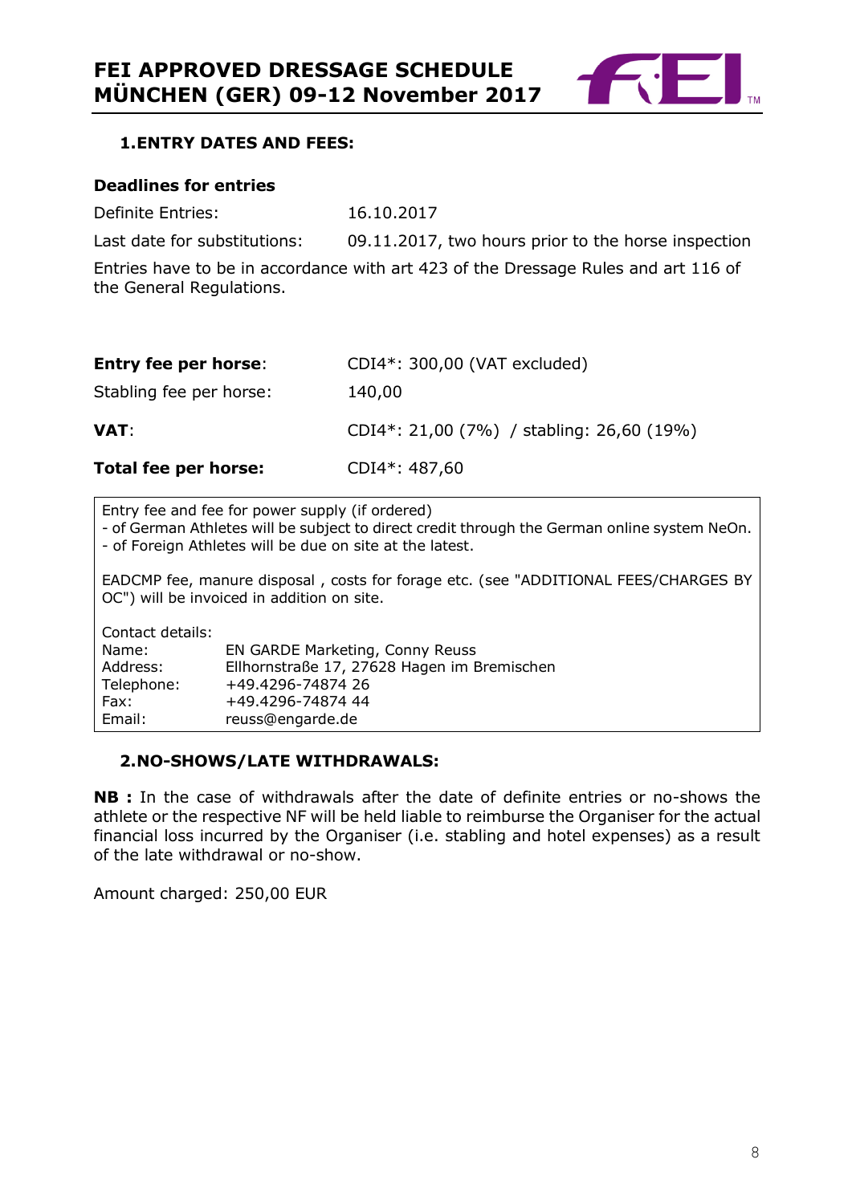## 1. ENTRY DATES AND FEES:

**Deadlines for entries**

| | |
|---|---|
| Definite Entries: | 16.10.2017 |
| Last date for substitutions: | 09.11.2017, two hours prior to the horse inspection |

Entries have to be in accordance with art 423 of the Dressage Rules and art 116 of the General Regulations.

| | |
|---|---|
| **Entry fee per horse**: | CDI4*: 300,00 (VAT excluded) |
| Stabling fee per horse: | 140,00 |
| **VAT**: | CDI4*: 21,00 (7%) / stabling: 26,60 (19%) |
| **Total fee per horse:** | CDI4*: 487,60 |

Entry fee and fee for power supply (if ordered)
- of German Athletes will be subject to direct credit through the German online system NeOn.
- of Foreign Athletes will be due on site at the latest.

EADCMP fee, manure disposal , costs for forage etc. (see "ADDITIONAL FEES/CHARGES BY OC") will be invoiced in addition on site.

Contact details:

| | |
|---|---|
| Name: | EN GARDE Marketing, Conny Reuss |
| Address: | Ellhornstraße 17, 27628 Hagen im Bremischen |
| Telephone: | +49.4296-74874 26 |
| Fax: | +49.4296-74874 44 |
| Email: | reuss@engarde.de |

## 2. NO-SHOWS/LATE WITHDRAWALS:

**NB :** In the case of withdrawals after the date of definite entries or no-shows the athlete or the respective NF will be held liable to reimburse the Organiser for the actual financial loss incurred by the Organiser (i.e. stabling and hotel expenses) as a result of the late withdrawal or no-show.

Amount charged: 250,00 EUR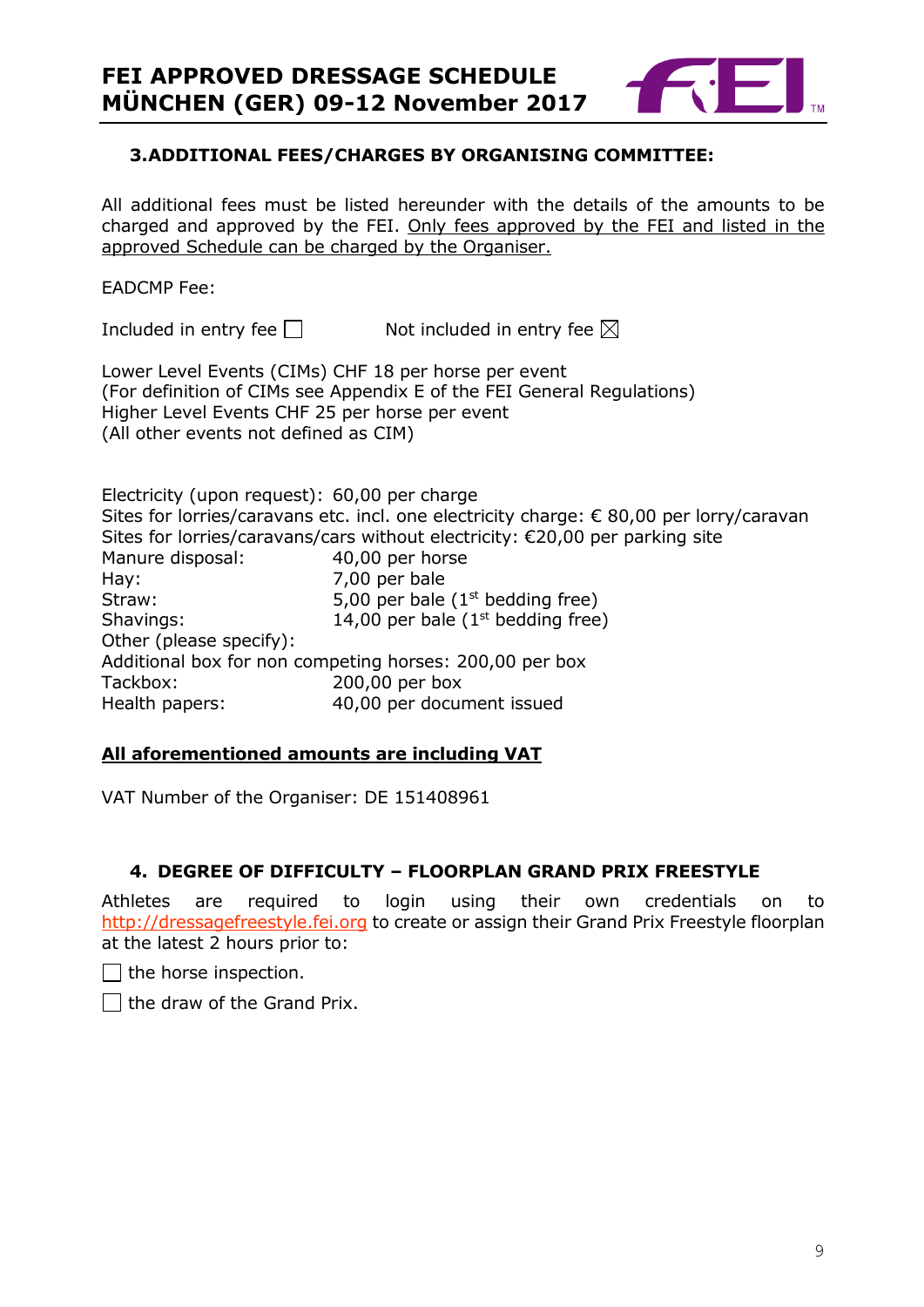## 3. ADDITIONAL FEES/CHARGES BY ORGANISING COMMITTEE:

All additional fees must be listed hereunder with the details of the amounts to be charged and approved by the FEI. Only fees approved by the FEI and listed in the approved Schedule can be charged by the Organiser.

EADCMP Fee:

Included in entry fee ☐ Not included in entry fee ☒

Lower Level Events (CIMs) CHF 18 per horse per event
(For definition of CIMs see Appendix E of the FEI General Regulations)
Higher Level Events CHF 25 per horse per event
(All other events not defined as CIM)

Electricity (upon request): 60,00 per charge
Sites for lorries/caravans etc. incl. one electricity charge: € 80,00 per lorry/caravan
Sites for lorries/caravans/cars without electricity: €20,00 per parking site
Manure disposal: 40,00 per horse
Hay: 7,00 per bale
Straw: 5,00 per bale (1st bedding free)
Shavings: 14,00 per bale (1st bedding free)
Other (please specify):
Additional box for non competing horses: 200,00 per box
Tackbox: 200,00 per box
Health papers: 40,00 per document issued

**All aforementioned amounts are including VAT**

VAT Number of the Organiser: DE 151408961

## 4. DEGREE OF DIFFICULTY – FLOORPLAN GRAND PRIX FREESTYLE

Athletes are required to login using their own credentials on to http://dressagefreestyle.fei.org to create or assign their Grand Prix Freestyle floorplan at the latest 2 hours prior to:

☐ the horse inspection.

☐ the draw of the Grand Prix.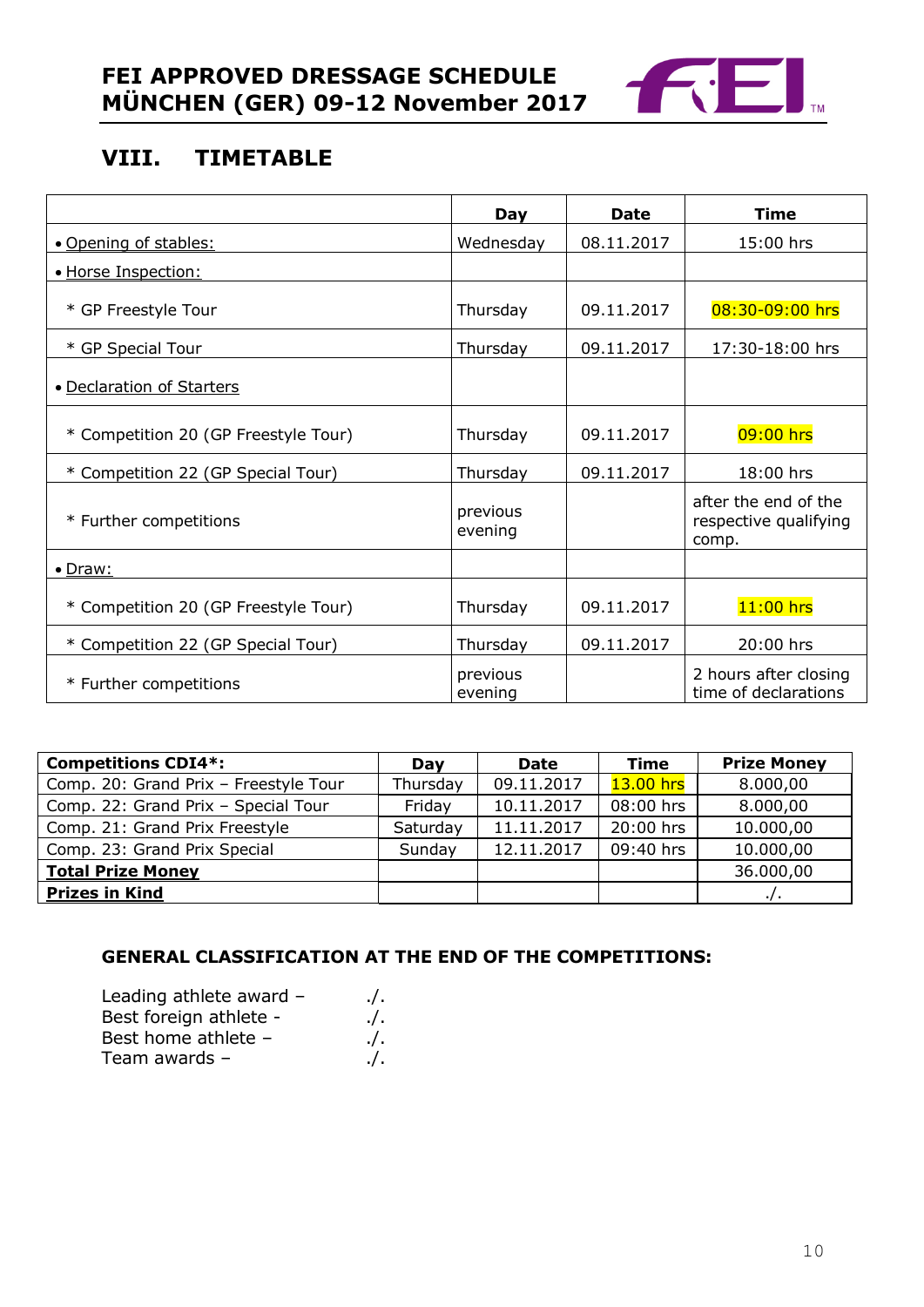# VIII. TIMETABLE

| | Day | Date | Time |
|---|---|---|---|
| • Opening of stables: | Wednesday | 08.11.2017 | 15:00 hrs |
| • Horse Inspection: | | | |
| * GP Freestyle Tour | Thursday | 09.11.2017 | 08:30-09:00 hrs |
| * GP Special Tour | Thursday | 09.11.2017 | 17:30-18:00 hrs |
| • Declaration of Starters | | | |
| * Competition 20 (GP Freestyle Tour) | Thursday | 09.11.2017 | 09:00 hrs |
| * Competition 22 (GP Special Tour) | Thursday | 09.11.2017 | 18:00 hrs |
| * Further competitions | previous evening | | after the end of the respective qualifying comp. |
| • Draw: | | | |
| * Competition 20 (GP Freestyle Tour) | Thursday | 09.11.2017 | 11:00 hrs |
| * Competition 22 (GP Special Tour) | Thursday | 09.11.2017 | 20:00 hrs |
| * Further competitions | previous evening | | 2 hours after closing time of declarations |

| Competitions CDI4*: | Day | Date | Time | Prize Money |
|---|---|---|---|---|
| Comp. 20: Grand Prix – Freestyle Tour | Thursday | 09.11.2017 | 13.00 hrs | 8.000,00 |
| Comp. 22: Grand Prix – Special Tour | Friday | 10.11.2017 | 08:00 hrs | 8.000,00 |
| Comp. 21: Grand Prix Freestyle | Saturday | 11.11.2017 | 20:00 hrs | 10.000,00 |
| Comp. 23: Grand Prix Special | Sunday | 12.11.2017 | 09:40 hrs | 10.000,00 |
| **Total Prize Money** | | | | 36.000,00 |
| **Prizes in Kind** | | | | ./. |

**GENERAL CLASSIFICATION AT THE END OF THE COMPETITIONS:**

Leading athlete award – ./.
Best foreign athlete - ./.
Best home athlete – ./.
Team awards – ./.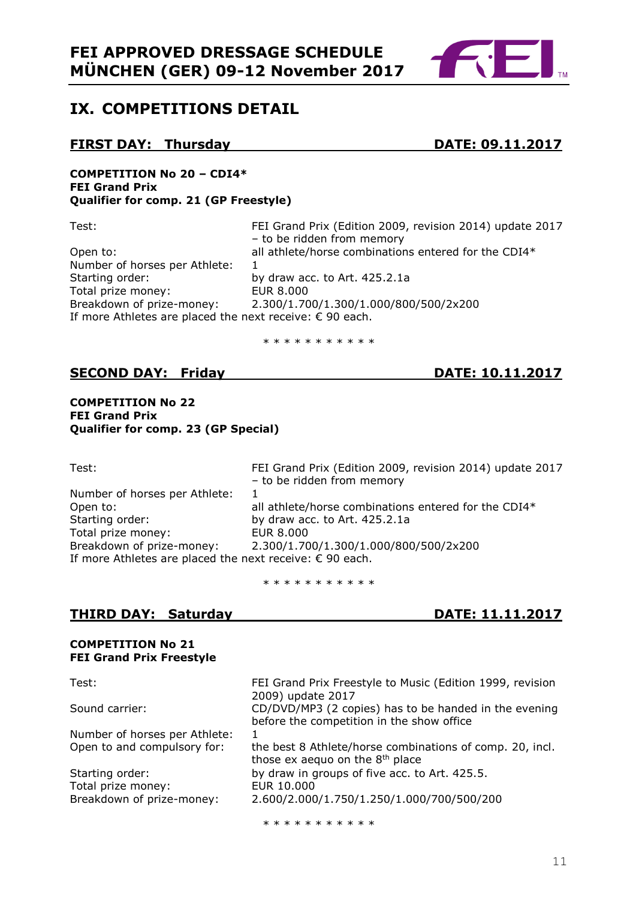## IX. COMPETITIONS DETAIL

### FIRST DAY: Thursday — DATE: 09.11.2017

**COMPETITION No 20 – CDI4***
**FEI Grand Prix**
**Qualifier for comp. 21 (GP Freestyle)**

| | |
|---|---|
| Test: | FEI Grand Prix (Edition 2009, revision 2014) update 2017 – to be ridden from memory |
| Open to: | all athlete/horse combinations entered for the CDI4* |
| Number of horses per Athlete: | 1 |
| Starting order: | by draw acc. to Art. 425.2.1a |
| Total prize money: | EUR 8.000 |
| Breakdown of prize-money: | 2.300/1.700/1.300/1.000/800/500/2x200 |

If more Athletes are placed the next receive: € 90 each.

* * * * * * * * * * *

### SECOND DAY: Friday — DATE: 10.11.2017

**COMPETITION No 22**
**FEI Grand Prix**
**Qualifier for comp. 23 (GP Special)**

| | |
|---|---|
| Test: | FEI Grand Prix (Edition 2009, revision 2014) update 2017 – to be ridden from memory |
| Number of horses per Athlete: | 1 |
| Open to: | all athlete/horse combinations entered for the CDI4* |
| Starting order: | by draw acc. to Art. 425.2.1a |
| Total prize money: | EUR 8.000 |
| Breakdown of prize-money: | 2.300/1.700/1.300/1.000/800/500/2x200 |

If more Athletes are placed the next receive: € 90 each.

* * * * * * * * * * *

### THIRD DAY: Saturday — DATE: 11.11.2017

**COMPETITION No 21**
**FEI Grand Prix Freestyle**

| | |
|---|---|
| Test: | FEI Grand Prix Freestyle to Music (Edition 1999, revision 2009) update 2017 |
| Sound carrier: | CD/DVD/MP3 (2 copies) has to be handed in the evening before the competition in the show office |
| Number of horses per Athlete: | 1 |
| Open to and compulsory for: | the best 8 Athlete/horse combinations of comp. 20, incl. those ex aequo on the 8th place |
| Starting order: | by draw in groups of five acc. to Art. 425.5. |
| Total prize money: | EUR 10.000 |
| Breakdown of prize-money: | 2.600/2.000/1.750/1.250/1.000/700/500/200 |

* * * * * * * * * * *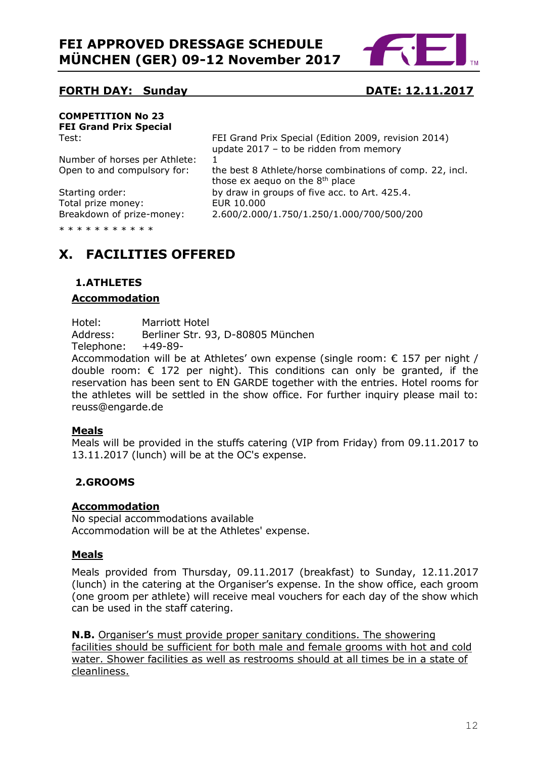## FORTH DAY: Sunday DATE: 12.11.2017

**COMPETITION No 23**
**FEI Grand Prix Special**

| | |
|---|---|
| Test: | FEI Grand Prix Special (Edition 2009, revision 2014) update 2017 – to be ridden from memory |
| Number of horses per Athlete: | 1 |
| Open to and compulsory for: | the best 8 Athlete/horse combinations of comp. 22, incl. those ex aequo on the 8th place |
| Starting order: | by draw in groups of five acc. to Art. 425.4. |
| Total prize money: | EUR 10.000 |
| Breakdown of prize-money: | 2.600/2.000/1.750/1.250/1.000/700/500/200 |

* * * * * * * * * * *

# X. FACILITIES OFFERED

### 1.ATHLETES

**Accommodation**

Hotel: Marriott Hotel
Address: Berliner Str. 93, D-80805 München
Telephone: +49-89-

Accommodation will be at Athletes' own expense (single room: € 157 per night / double room: € 172 per night). This conditions can only be granted, if the reservation has been sent to EN GARDE together with the entries. Hotel rooms for the athletes will be settled in the show office. For further inquiry please mail to: reuss@engarde.de

**Meals**

Meals will be provided in the stuffs catering (VIP from Friday) from 09.11.2017 to 13.11.2017 (lunch) will be at the OC's expense.

### 2.GROOMS

**Accommodation**

No special accommodations available
Accommodation will be at the Athletes' expense.

**Meals**

Meals provided from Thursday, 09.11.2017 (breakfast) to Sunday, 12.11.2017 (lunch) in the catering at the Organiser's expense. In the show office, each groom (one groom per athlete) will receive meal vouchers for each day of the show which can be used in the staff catering.

**N.B.** Organiser's must provide proper sanitary conditions. The showering facilities should be sufficient for both male and female grooms with hot and cold water. Shower facilities as well as restrooms should at all times be in a state of cleanliness.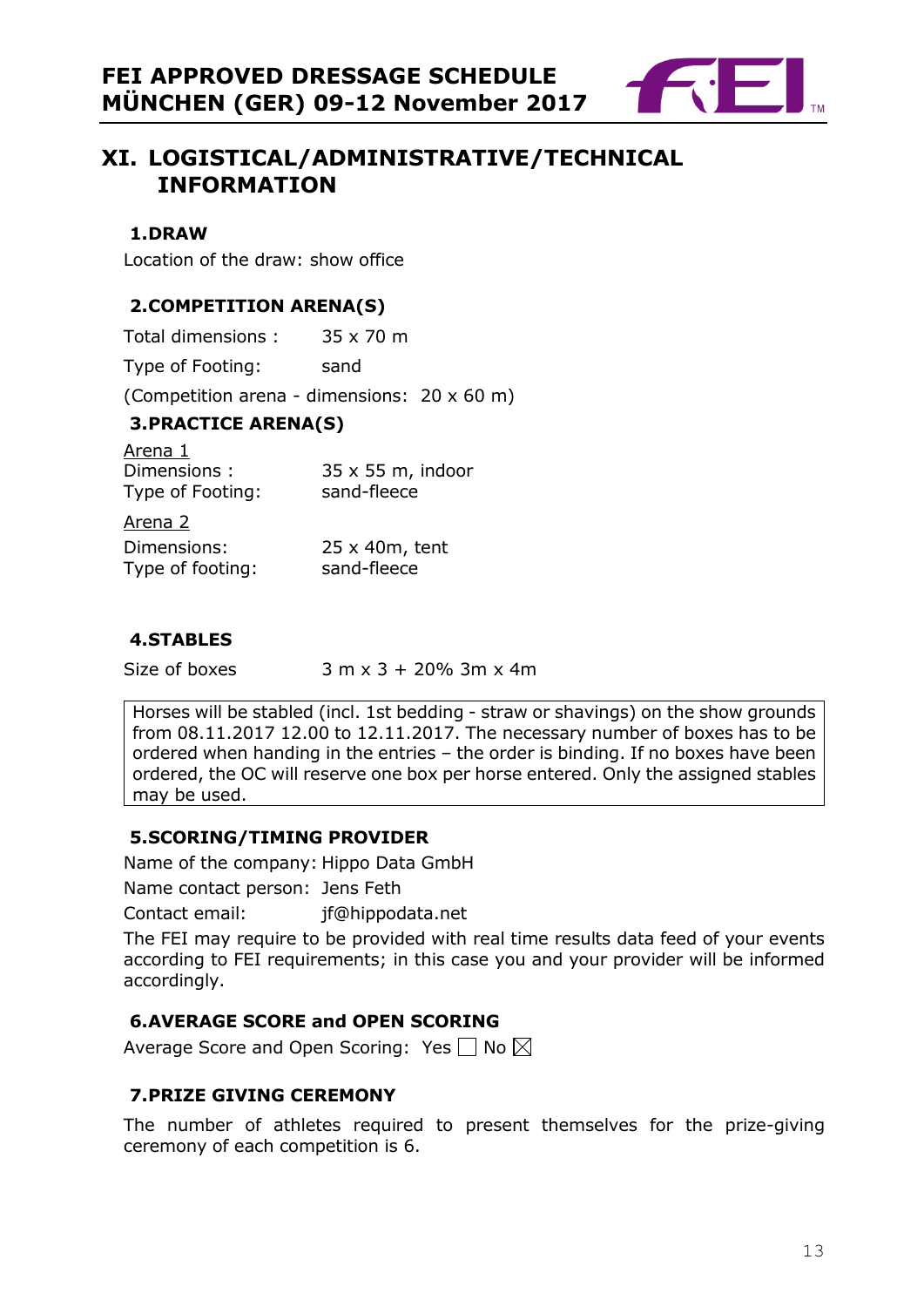## XI. LOGISTICAL/ADMINISTRATIVE/TECHNICAL INFORMATION

### 1. DRAW

Location of the draw: show office

### 2. COMPETITION ARENA(S)

Total dimensions : 35 x 70 m

Type of Footing: sand

(Competition arena - dimensions: 20 x 60 m)

### 3. PRACTICE ARENA(S)

Arena 1

Dimensions : 35 x 55 m, indoor

Type of Footing: sand-fleece

Arena 2

Dimensions: 25 x 40m, tent

Type of footing: sand-fleece

### 4. STABLES

Size of boxes 3 m x 3 + 20% 3m x 4m

Horses will be stabled (incl. 1st bedding - straw or shavings) on the show grounds from 08.11.2017 12.00 to 12.11.2017. The necessary number of boxes has to be ordered when handing in the entries – the order is binding. If no boxes have been ordered, the OC will reserve one box per horse entered. Only the assigned stables may be used.

### 5. SCORING/TIMING PROVIDER

Name of the company: Hippo Data GmbH

Name contact person: Jens Feth

Contact email: jf@hippodata.net

The FEI may require to be provided with real time results data feed of your events according to FEI requirements; in this case you and your provider will be informed accordingly.

### 6. AVERAGE SCORE and OPEN SCORING

Average Score and Open Scoring: Yes ☐ No ☒

### 7. PRIZE GIVING CEREMONY

The number of athletes required to present themselves for the prize-giving ceremony of each competition is 6.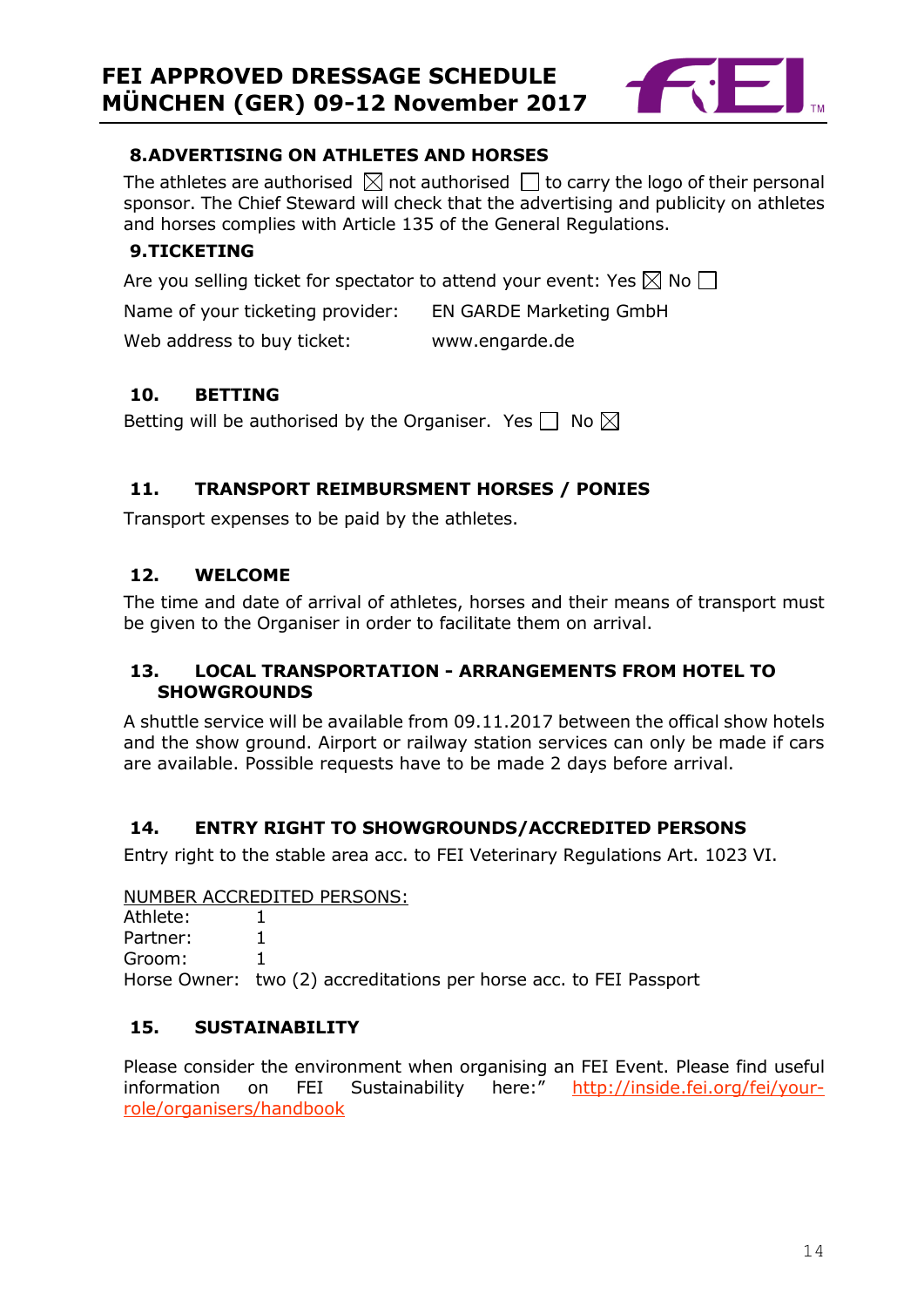## 8. ADVERTISING ON ATHLETES AND HORSES

The athletes are authorised ☒ not authorised ☐ to carry the logo of their personal sponsor. The Chief Steward will check that the advertising and publicity on athletes and horses complies with Article 135 of the General Regulations.

## 9. TICKETING

Are you selling ticket for spectator to attend your event: Yes ☒ No ☐

Name of your ticketing provider: EN GARDE Marketing GmbH

Web address to buy ticket: www.engarde.de

## 10. BETTING

Betting will be authorised by the Organiser. Yes ☐ No ☒

## 11. TRANSPORT REIMBURSMENT HORSES / PONIES

Transport expenses to be paid by the athletes.

## 12. WELCOME

The time and date of arrival of athletes, horses and their means of transport must be given to the Organiser in order to facilitate them on arrival.

## 13. LOCAL TRANSPORTATION - ARRANGEMENTS FROM HOTEL TO SHOWGROUNDS

A shuttle service will be available from 09.11.2017 between the offical show hotels and the show ground. Airport or railway station services can only be made if cars are available. Possible requests have to be made 2 days before arrival.

## 14. ENTRY RIGHT TO SHOWGROUNDS/ACCREDITED PERSONS

Entry right to the stable area acc. to FEI Veterinary Regulations Art. 1023 VI.

NUMBER ACCREDITED PERSONS:

Athlete: 1
Partner: 1
Groom: 1
Horse Owner: two (2) accreditations per horse acc. to FEI Passport

## 15. SUSTAINABILITY

Please consider the environment when organising an FEI Event. Please find useful information on FEI Sustainability here:" http://inside.fei.org/fei/your-role/organisers/handbook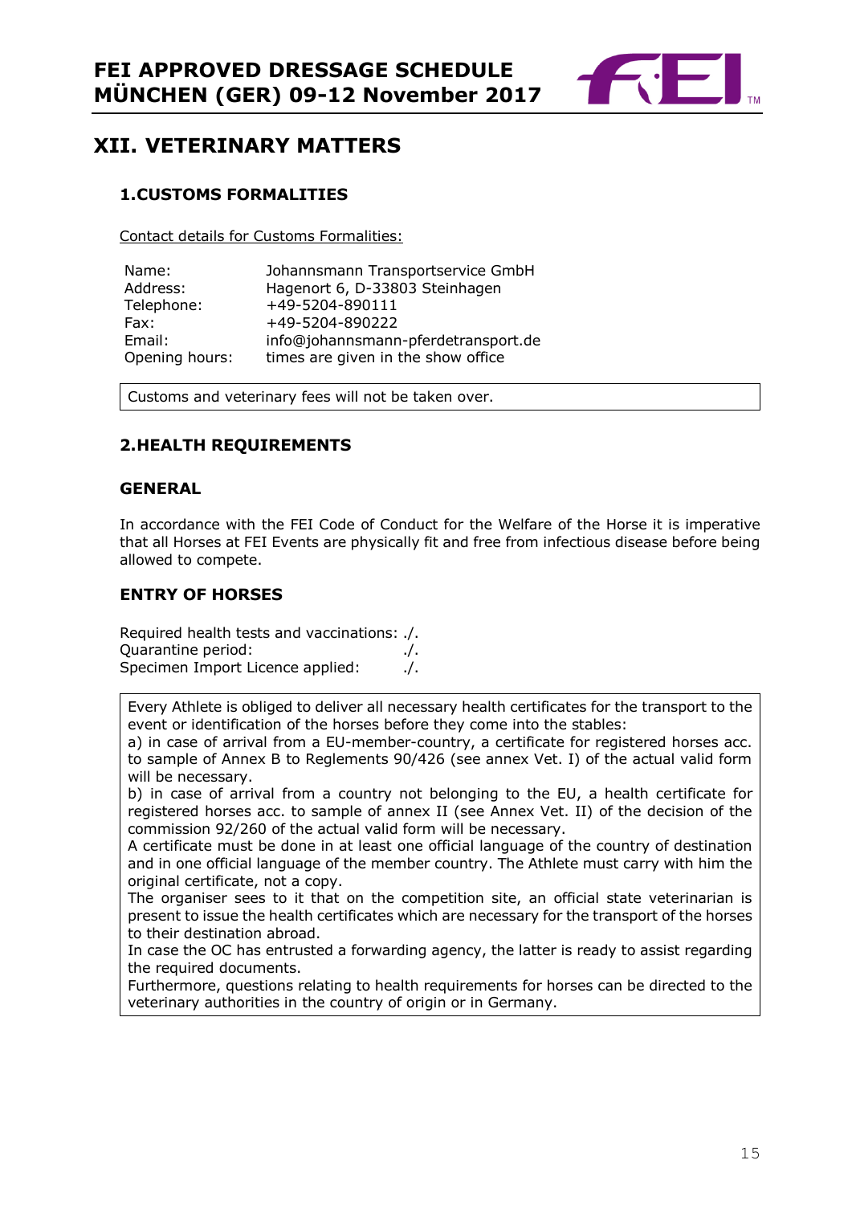# XII. VETERINARY MATTERS

## 1. CUSTOMS FORMALITIES

Contact details for Customs Formalities:

| | |
|---|---|
| Name: | Johannsmann Transportservice GmbH |
| Address: | Hagenort 6, D-33803 Steinhagen |
| Telephone: | +49-5204-890111 |
| Fax: | +49-5204-890222 |
| Email: | info@johannsmann-pferdetransport.de |
| Opening hours: | times are given in the show office |

Customs and veterinary fees will not be taken over.

## 2. HEALTH REQUIREMENTS

### GENERAL

In accordance with the FEI Code of Conduct for the Welfare of the Horse it is imperative that all Horses at FEI Events are physically fit and free from infectious disease before being allowed to compete.

### ENTRY OF HORSES

Required health tests and vaccinations: ./.
Quarantine period: ./.
Specimen Import Licence applied: ./.

Every Athlete is obliged to deliver all necessary health certificates for the transport to the event or identification of the horses before they come into the stables:
a) in case of arrival from a EU-member-country, a certificate for registered horses acc. to sample of Annex B to Reglements 90/426 (see annex Vet. I) of the actual valid form will be necessary.
b) in case of arrival from a country not belonging to the EU, a health certificate for registered horses acc. to sample of annex II (see Annex Vet. II) of the decision of the commission 92/260 of the actual valid form will be necessary.
A certificate must be done in at least one official language of the country of destination and in one official language of the member country. The Athlete must carry with him the original certificate, not a copy.
The organiser sees to it that on the competition site, an official state veterinarian is present to issue the health certificates which are necessary for the transport of the horses to their destination abroad.
In case the OC has entrusted a forwarding agency, the latter is ready to assist regarding the required documents.
Furthermore, questions relating to health requirements for horses can be directed to the veterinary authorities in the country of origin or in Germany.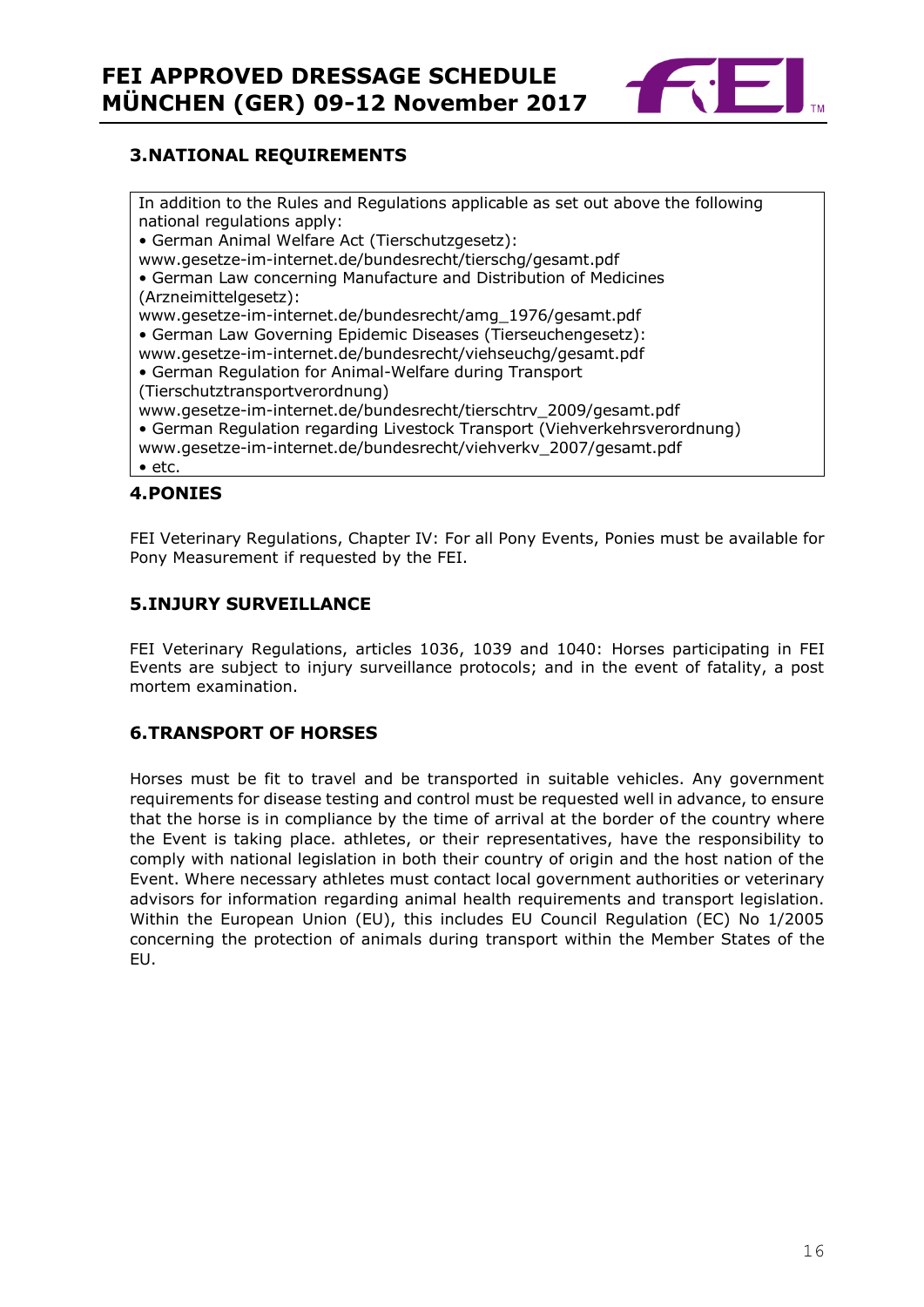## 3.NATIONAL REQUIREMENTS

In addition to the Rules and Regulations applicable as set out above the following national regulations apply:

- German Animal Welfare Act (Tierschutzgesetz): www.gesetze-im-internet.de/bundesrecht/tierschg/gesamt.pdf
- German Law concerning Manufacture and Distribution of Medicines (Arzneimittelgesetz): www.gesetze-im-internet.de/bundesrecht/amg_1976/gesamt.pdf
- German Law Governing Epidemic Diseases (Tierseuchengesetz): www.gesetze-im-internet.de/bundesrecht/viehseuchg/gesamt.pdf
- German Regulation for Animal-Welfare during Transport (Tierschutztransportverordnung) www.gesetze-im-internet.de/bundesrecht/tierschtrv_2009/gesamt.pdf
- German Regulation regarding Livestock Transport (Viehverkehrsverordnung) www.gesetze-im-internet.de/bundesrecht/viehverkv_2007/gesamt.pdf
- etc.

## 4.PONIES

FEI Veterinary Regulations, Chapter IV: For all Pony Events, Ponies must be available for Pony Measurement if requested by the FEI.

## 5.INJURY SURVEILLANCE

FEI Veterinary Regulations, articles 1036, 1039 and 1040: Horses participating in FEI Events are subject to injury surveillance protocols; and in the event of fatality, a post mortem examination.

## 6.TRANSPORT OF HORSES

Horses must be fit to travel and be transported in suitable vehicles. Any government requirements for disease testing and control must be requested well in advance, to ensure that the horse is in compliance by the time of arrival at the border of the country where the Event is taking place. athletes, or their representatives, have the responsibility to comply with national legislation in both their country of origin and the host nation of the Event. Where necessary athletes must contact local government authorities or veterinary advisors for information regarding animal health requirements and transport legislation. Within the European Union (EU), this includes EU Council Regulation (EC) No 1/2005 concerning the protection of animals during transport within the Member States of the EU.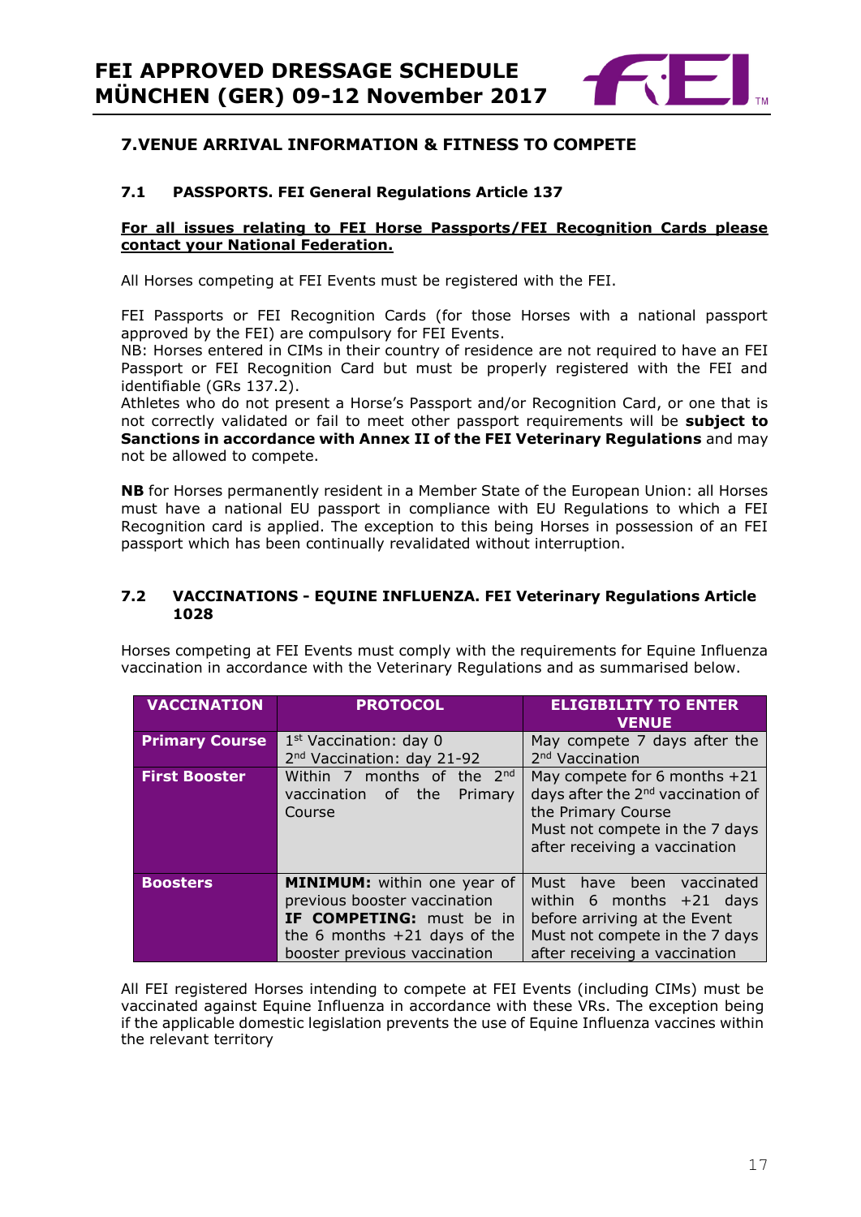## 7. VENUE ARRIVAL INFORMATION & FITNESS TO COMPETE

### 7.1 PASSPORTS. FEI General Regulations Article 137

**For all issues relating to FEI Horse Passports/FEI Recognition Cards please contact your National Federation.**

All Horses competing at FEI Events must be registered with the FEI.

FEI Passports or FEI Recognition Cards (for those Horses with a national passport approved by the FEI) are compulsory for FEI Events.
NB: Horses entered in CIMs in their country of residence are not required to have an FEI Passport or FEI Recognition Card but must be properly registered with the FEI and identifiable (GRs 137.2).
Athletes who do not present a Horse's Passport and/or Recognition Card, or one that is not correctly validated or fail to meet other passport requirements will be **subject to Sanctions in accordance with Annex II of the FEI Veterinary Regulations** and may not be allowed to compete.

**NB** for Horses permanently resident in a Member State of the European Union: all Horses must have a national EU passport in compliance with EU Regulations to which a FEI Recognition card is applied. The exception to this being Horses in possession of an FEI passport which has been continually revalidated without interruption.

### 7.2 VACCINATIONS - EQUINE INFLUENZA. FEI Veterinary Regulations Article 1028

Horses competing at FEI Events must comply with the requirements for Equine Influenza vaccination in accordance with the Veterinary Regulations and as summarised below.

| VACCINATION | PROTOCOL | ELIGIBILITY TO ENTER VENUE |
|---|---|---|
| **Primary Course** | 1st Vaccination: day 0<br>2nd Vaccination: day 21-92 | May compete 7 days after the 2nd Vaccination |
| **First Booster** | Within 7 months of the 2nd vaccination of the Primary Course | May compete for 6 months +21 days after the 2nd vaccination of the Primary Course<br>Must not compete in the 7 days after receiving a vaccination |
| **Boosters** | **MINIMUM:** within one year of previous booster vaccination<br>**IF COMPETING:** must be in the 6 months +21 days of the booster previous vaccination | Must have been vaccinated within 6 months +21 days before arriving at the Event<br>Must not compete in the 7 days after receiving a vaccination |

All FEI registered Horses intending to compete at FEI Events (including CIMs) must be vaccinated against Equine Influenza in accordance with these VRs. The exception being if the applicable domestic legislation prevents the use of Equine Influenza vaccines within the relevant territory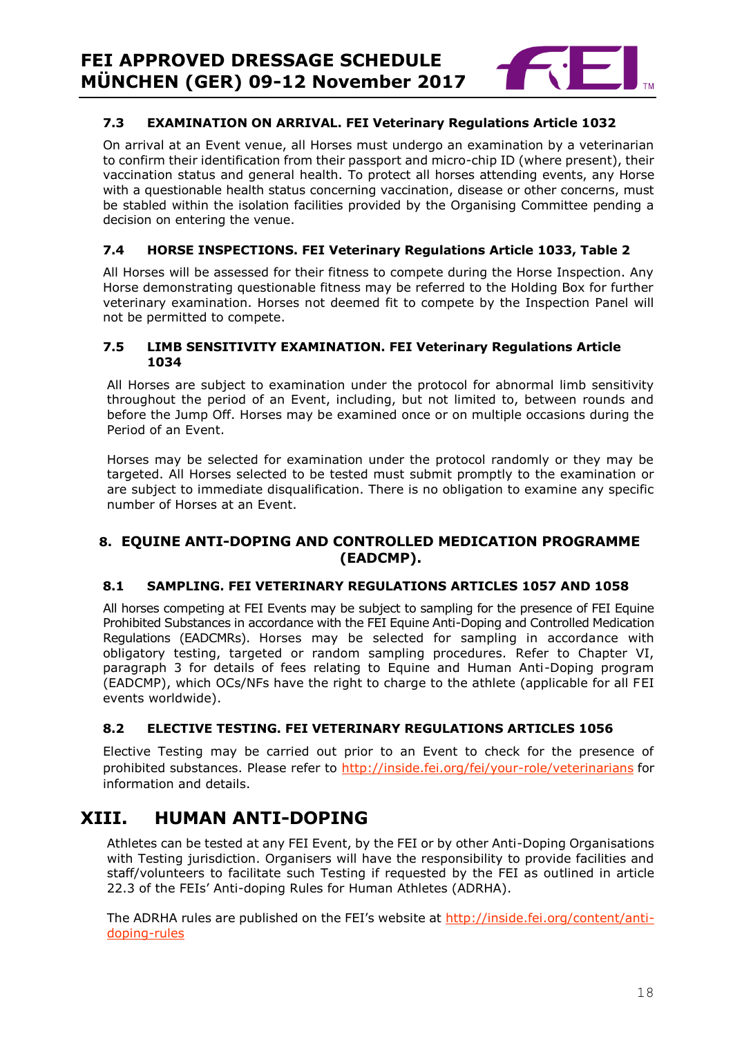### 7.3 EXAMINATION ON ARRIVAL. FEI Veterinary Regulations Article 1032

On arrival at an Event venue, all Horses must undergo an examination by a veterinarian to confirm their identification from their passport and micro-chip ID (where present), their vaccination status and general health. To protect all horses attending events, any Horse with a questionable health status concerning vaccination, disease or other concerns, must be stabled within the isolation facilities provided by the Organising Committee pending a decision on entering the venue.

### 7.4 HORSE INSPECTIONS. FEI Veterinary Regulations Article 1033, Table 2

All Horses will be assessed for their fitness to compete during the Horse Inspection. Any Horse demonstrating questionable fitness may be referred to the Holding Box for further veterinary examination. Horses not deemed fit to compete by the Inspection Panel will not be permitted to compete.

### 7.5 LIMB SENSITIVITY EXAMINATION. FEI Veterinary Regulations Article 1034

All Horses are subject to examination under the protocol for abnormal limb sensitivity throughout the period of an Event, including, but not limited to, between rounds and before the Jump Off. Horses may be examined once or on multiple occasions during the Period of an Event.

Horses may be selected for examination under the protocol randomly or they may be targeted. All Horses selected to be tested must submit promptly to the examination or are subject to immediate disqualification. There is no obligation to examine any specific number of Horses at an Event.

## 8. EQUINE ANTI-DOPING AND CONTROLLED MEDICATION PROGRAMME (EADCMP).

### 8.1 SAMPLING. FEI VETERINARY REGULATIONS ARTICLES 1057 AND 1058

All horses competing at FEI Events may be subject to sampling for the presence of FEI Equine Prohibited Substances in accordance with the FEI Equine Anti-Doping and Controlled Medication Regulations (EADCMRs). Horses may be selected for sampling in accordance with obligatory testing, targeted or random sampling procedures. Refer to Chapter VI, paragraph 3 for details of fees relating to Equine and Human Anti-Doping program (EADCMP), which OCs/NFs have the right to charge to the athlete (applicable for all FEI events worldwide).

### 8.2 ELECTIVE TESTING. FEI VETERINARY REGULATIONS ARTICLES 1056

Elective Testing may be carried out prior to an Event to check for the presence of prohibited substances. Please refer to http://inside.fei.org/fei/your-role/veterinarians for information and details.

# XIII. HUMAN ANTI-DOPING

Athletes can be tested at any FEI Event, by the FEI or by other Anti-Doping Organisations with Testing jurisdiction. Organisers will have the responsibility to provide facilities and staff/volunteers to facilitate such Testing if requested by the FEI as outlined in article 22.3 of the FEIs' Anti-doping Rules for Human Athletes (ADRHA).

The ADRHA rules are published on the FEI's website at http://inside.fei.org/content/anti-doping-rules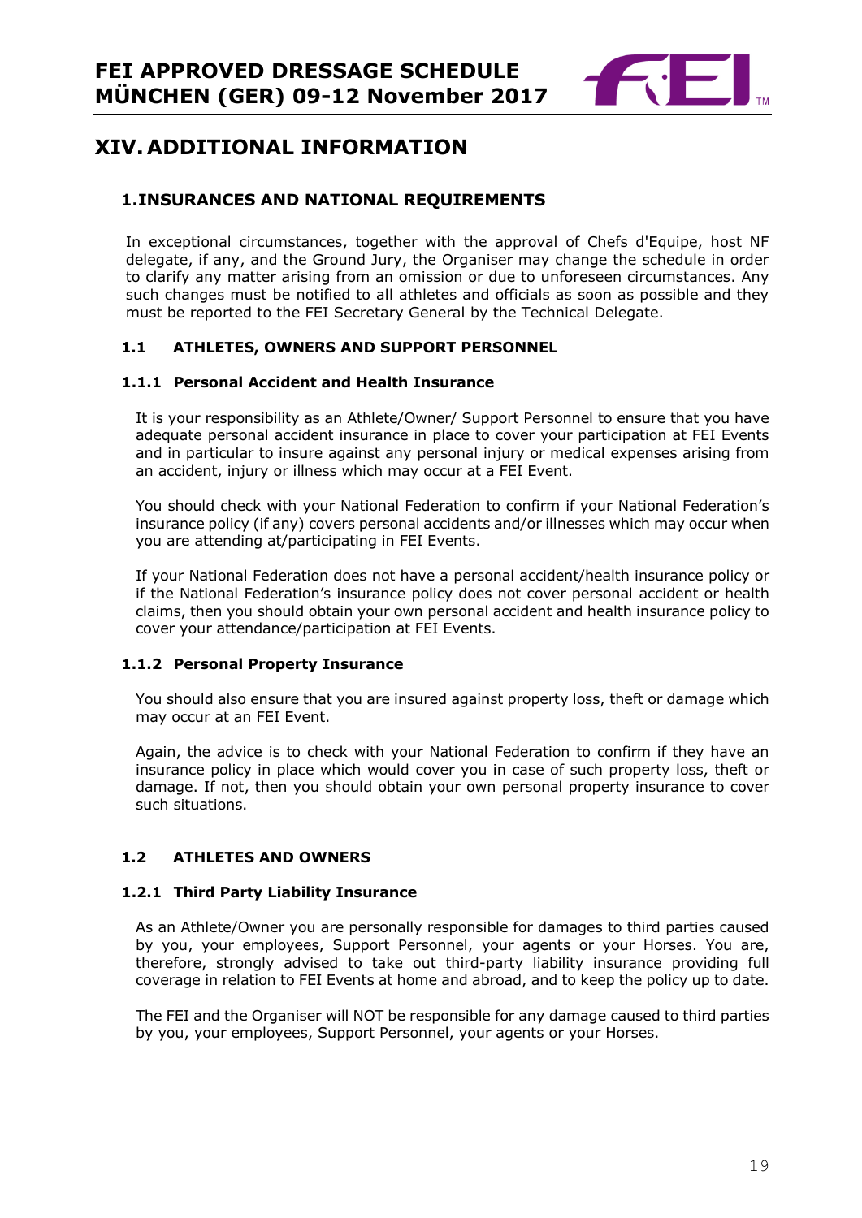# XIV. ADDITIONAL INFORMATION

## 1. INSURANCES AND NATIONAL REQUIREMENTS

In exceptional circumstances, together with the approval of Chefs d'Equipe, host NF delegate, if any, and the Ground Jury, the Organiser may change the schedule in order to clarify any matter arising from an omission or due to unforeseen circumstances. Any such changes must be notified to all athletes and officials as soon as possible and they must be reported to the FEI Secretary General by the Technical Delegate.

### 1.1 ATHLETES, OWNERS AND SUPPORT PERSONNEL

#### 1.1.1 Personal Accident and Health Insurance

It is your responsibility as an Athlete/Owner/ Support Personnel to ensure that you have adequate personal accident insurance in place to cover your participation at FEI Events and in particular to insure against any personal injury or medical expenses arising from an accident, injury or illness which may occur at a FEI Event.

You should check with your National Federation to confirm if your National Federation's insurance policy (if any) covers personal accidents and/or illnesses which may occur when you are attending at/participating in FEI Events.

If your National Federation does not have a personal accident/health insurance policy or if the National Federation's insurance policy does not cover personal accident or health claims, then you should obtain your own personal accident and health insurance policy to cover your attendance/participation at FEI Events.

#### 1.1.2 Personal Property Insurance

You should also ensure that you are insured against property loss, theft or damage which may occur at an FEI Event.

Again, the advice is to check with your National Federation to confirm if they have an insurance policy in place which would cover you in case of such property loss, theft or damage. If not, then you should obtain your own personal property insurance to cover such situations.

### 1.2 ATHLETES AND OWNERS

#### 1.2.1 Third Party Liability Insurance

As an Athlete/Owner you are personally responsible for damages to third parties caused by you, your employees, Support Personnel, your agents or your Horses. You are, therefore, strongly advised to take out third-party liability insurance providing full coverage in relation to FEI Events at home and abroad, and to keep the policy up to date.

The FEI and the Organiser will NOT be responsible for any damage caused to third parties by you, your employees, Support Personnel, your agents or your Horses.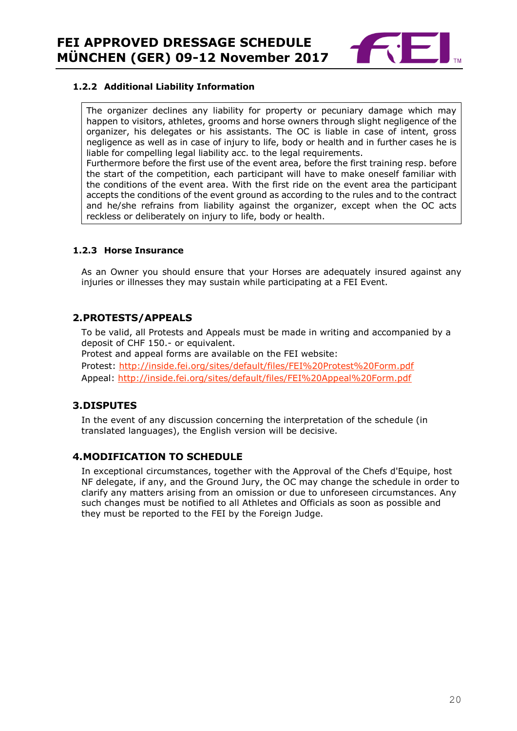### 1.2.2 Additional Liability Information

The organizer declines any liability for property or pecuniary damage which may happen to visitors, athletes, grooms and horse owners through slight negligence of the organizer, his delegates or his assistants. The OC is liable in case of intent, gross negligence as well as in case of injury to life, body or health and in further cases he is liable for compelling legal liability acc. to the legal requirements.
Furthermore before the first use of the event area, before the first training resp. before the start of the competition, each participant will have to make oneself familiar with the conditions of the event area. With the first ride on the event area the participant accepts the conditions of the event ground as according to the rules and to the contract and he/she refrains from liability against the organizer, except when the OC acts reckless or deliberately on injury to life, body or health.

### 1.2.3 Horse Insurance

As an Owner you should ensure that your Horses are adequately insured against any injuries or illnesses they may sustain while participating at a FEI Event.

## 2. PROTESTS/APPEALS

To be valid, all Protests and Appeals must be made in writing and accompanied by a deposit of CHF 150.- or equivalent.
Protest and appeal forms are available on the FEI website:
Protest: http://inside.fei.org/sites/default/files/FEI%20Protest%20Form.pdf
Appeal: http://inside.fei.org/sites/default/files/FEI%20Appeal%20Form.pdf

## 3. DISPUTES

In the event of any discussion concerning the interpretation of the schedule (in translated languages), the English version will be decisive.

## 4. MODIFICATION TO SCHEDULE

In exceptional circumstances, together with the Approval of the Chefs d'Equipe, host NF delegate, if any, and the Ground Jury, the OC may change the schedule in order to clarify any matters arising from an omission or due to unforeseen circumstances. Any such changes must be notified to all Athletes and Officials as soon as possible and they must be reported to the FEI by the Foreign Judge.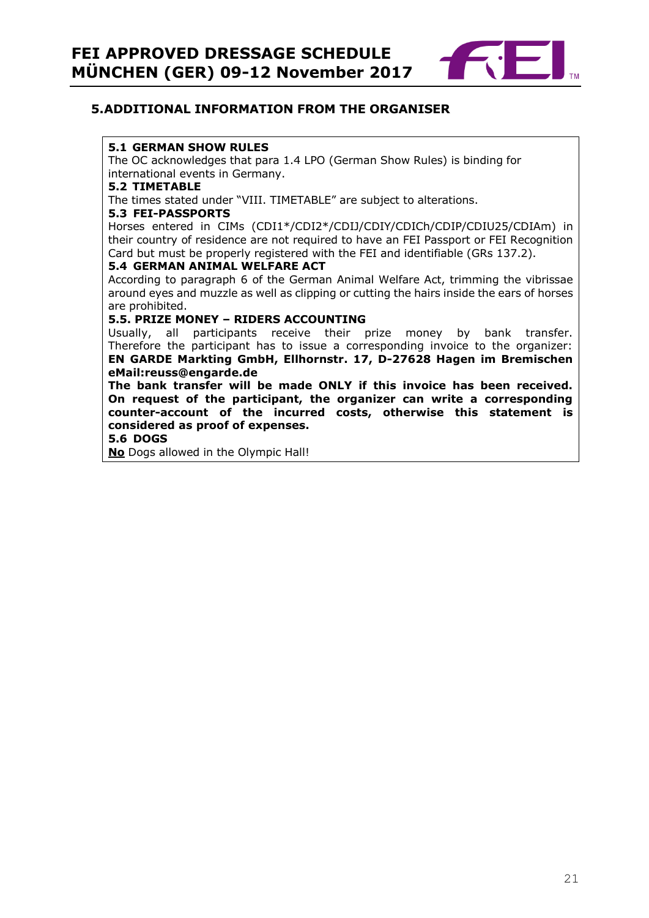## 5. ADDITIONAL INFORMATION FROM THE ORGANISER

**5.1 GERMAN SHOW RULES**

The OC acknowledges that para 1.4 LPO (German Show Rules) is binding for international events in Germany.

**5.2 TIMETABLE**

The times stated under "VIII. TIMETABLE" are subject to alterations.

**5.3 FEI-PASSPORTS**

Horses entered in CIMs (CDI1*/CDI2*/CDIJ/CDIY/CDICh/CDIP/CDIU25/CDIAm) in their country of residence are not required to have an FEI Passport or FEI Recognition Card but must be properly registered with the FEI and identifiable (GRs 137.2).

**5.4 GERMAN ANIMAL WELFARE ACT**

According to paragraph 6 of the German Animal Welfare Act, trimming the vibrissae around eyes and muzzle as well as clipping or cutting the hairs inside the ears of horses are prohibited.

**5.5. PRIZE MONEY – RIDERS ACCOUNTING**

Usually, all participants receive their prize money by bank transfer. Therefore the participant has to issue a corresponding invoice to the organizer: **EN GARDE Markting GmbH, Ellhornstr. 17, D-27628 Hagen im Bremischen eMail:reuss@engarde.de**

**The bank transfer will be made ONLY if this invoice has been received. On request of the participant, the organizer can write a corresponding counter-account of the incurred costs, otherwise this statement is considered as proof of expenses.**

**5.6 DOGS**

**No** Dogs allowed in the Olympic Hall!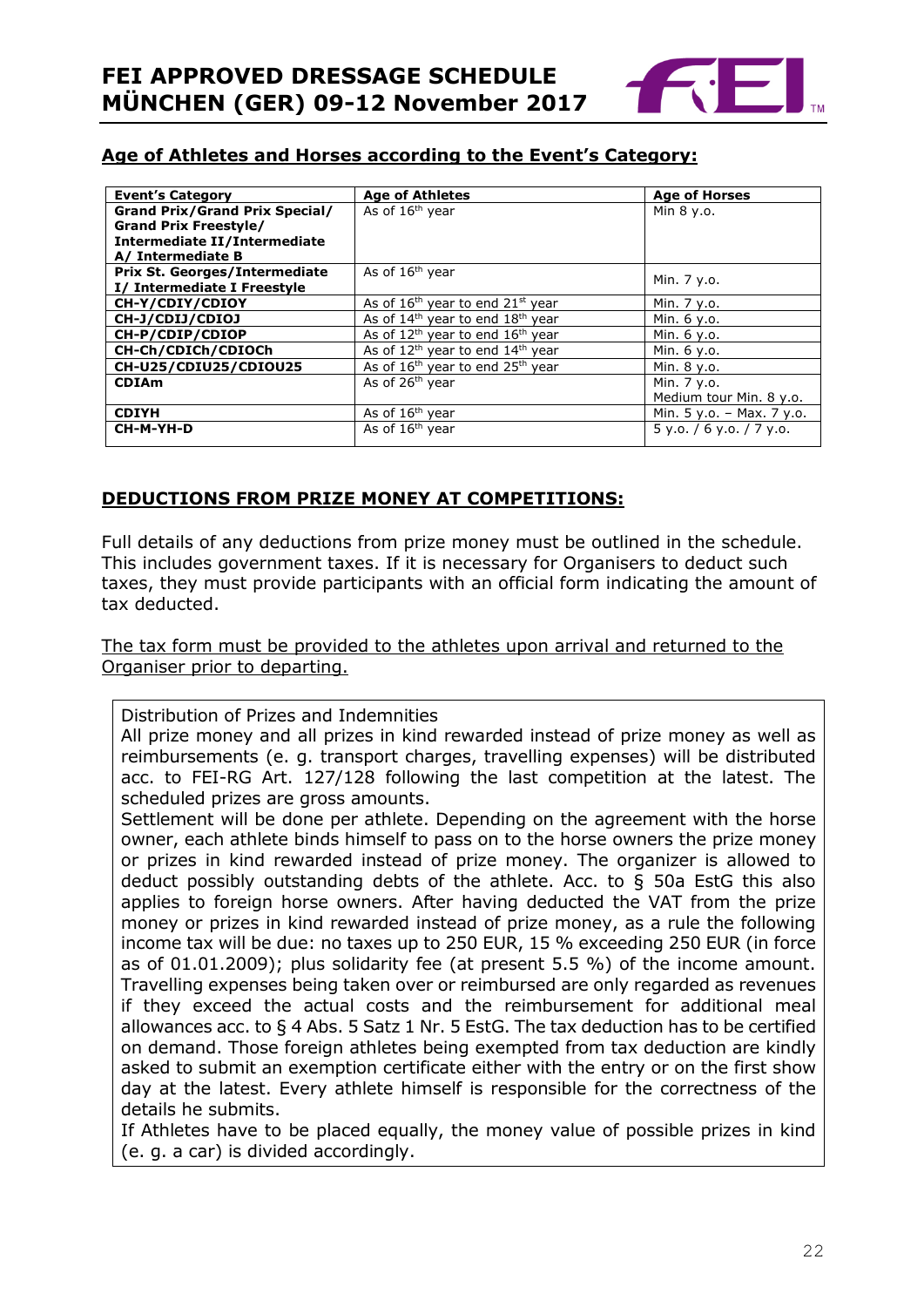## Age of Athletes and Horses according to the Event's Category:

| Event's Category | Age of Athletes | Age of Horses |
|---|---|---|
| **Grand Prix/Grand Prix Special/ Grand Prix Freestyle/ Intermediate II/Intermediate A/ Intermediate B** | As of 16th year | Min 8 y.o. |
| **Prix St. Georges/Intermediate I/ Intermediate I Freestyle** | As of 16th year | Min. 7 y.o. |
| **CH-Y/CDIY/CDIOY** | As of 16th year to end 21st year | Min. 7 y.o. |
| **CH-J/CDIJ/CDIOJ** | As of 14th year to end 18th year | Min. 6 y.o. |
| **CH-P/CDIP/CDIOP** | As of 12th year to end 16th year | Min. 6 y.o. |
| **CH-Ch/CDICh/CDIOCh** | As of 12th year to end 14th year | Min. 6 y.o. |
| **CH-U25/CDIU25/CDIOU25** | As of 16th year to end 25th year | Min. 8 y.o. |
| **CDIAm** | As of 26th year | Min. 7 y.o. Medium tour Min. 8 y.o. |
| **CDIYH** | As of 16th year | Min. 5 y.o. – Max. 7 y.o. |
| **CH-M-YH-D** | As of 16th year | 5 y.o. / 6 y.o. / 7 y.o. |

## DEDUCTIONS FROM PRIZE MONEY AT COMPETITIONS:

Full details of any deductions from prize money must be outlined in the schedule. This includes government taxes. If it is necessary for Organisers to deduct such taxes, they must provide participants with an official form indicating the amount of tax deducted.

The tax form must be provided to the athletes upon arrival and returned to the Organiser prior to departing.

Distribution of Prizes and Indemnities

All prize money and all prizes in kind rewarded instead of prize money as well as reimbursements (e. g. transport charges, travelling expenses) will be distributed acc. to FEI-RG Art. 127/128 following the last competition at the latest. The scheduled prizes are gross amounts.

Settlement will be done per athlete. Depending on the agreement with the horse owner, each athlete binds himself to pass on to the horse owners the prize money or prizes in kind rewarded instead of prize money. The organizer is allowed to deduct possibly outstanding debts of the athlete. Acc. to § 50a EstG this also applies to foreign horse owners. After having deducted the VAT from the prize money or prizes in kind rewarded instead of prize money, as a rule the following income tax will be due: no taxes up to 250 EUR, 15 % exceeding 250 EUR (in force as of 01.01.2009); plus solidarity fee (at present 5.5 %) of the income amount. Travelling expenses being taken over or reimbursed are only regarded as revenues if they exceed the actual costs and the reimbursement for additional meal allowances acc. to § 4 Abs. 5 Satz 1 Nr. 5 EstG. The tax deduction has to be certified on demand. Those foreign athletes being exempted from tax deduction are kindly asked to submit an exemption certificate either with the entry or on the first show day at the latest. Every athlete himself is responsible for the correctness of the details he submits.

If Athletes have to be placed equally, the money value of possible prizes in kind (e. g. a car) is divided accordingly.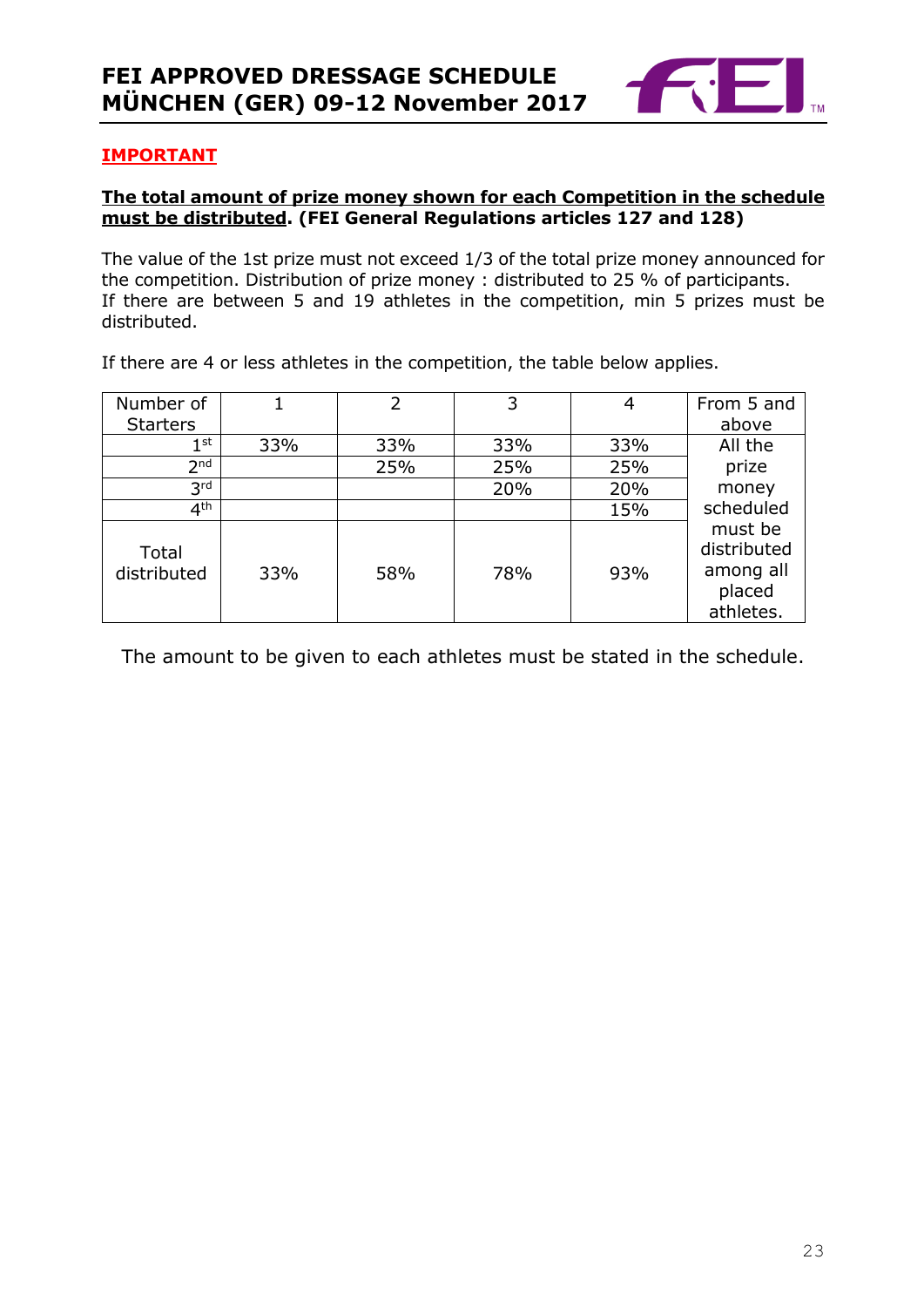**IMPORTANT**

**The total amount of prize money shown for each Competition in the schedule must be distributed. (FEI General Regulations articles 127 and 128)**

The value of the 1st prize must not exceed 1/3 of the total prize money announced for the competition. Distribution of prize money : distributed to 25 % of participants.
If there are between 5 and 19 athletes in the competition, min 5 prizes must be distributed.

If there are 4 or less athletes in the competition, the table below applies.

| Number of Starters | 1 | 2 | 3 | 4 | From 5 and above |
|---|---|---|---|---|---|
| 1st | 33% | 33% | 33% | 33% | All the prize money scheduled must be distributed among all placed athletes. |
| 2nd | | 25% | 25% | 25% | |
| 3rd | | | 20% | 20% | |
| 4th | | | | 15% | |
| Total distributed | 33% | 58% | 78% | 93% | |

The amount to be given to each athletes must be stated in the schedule.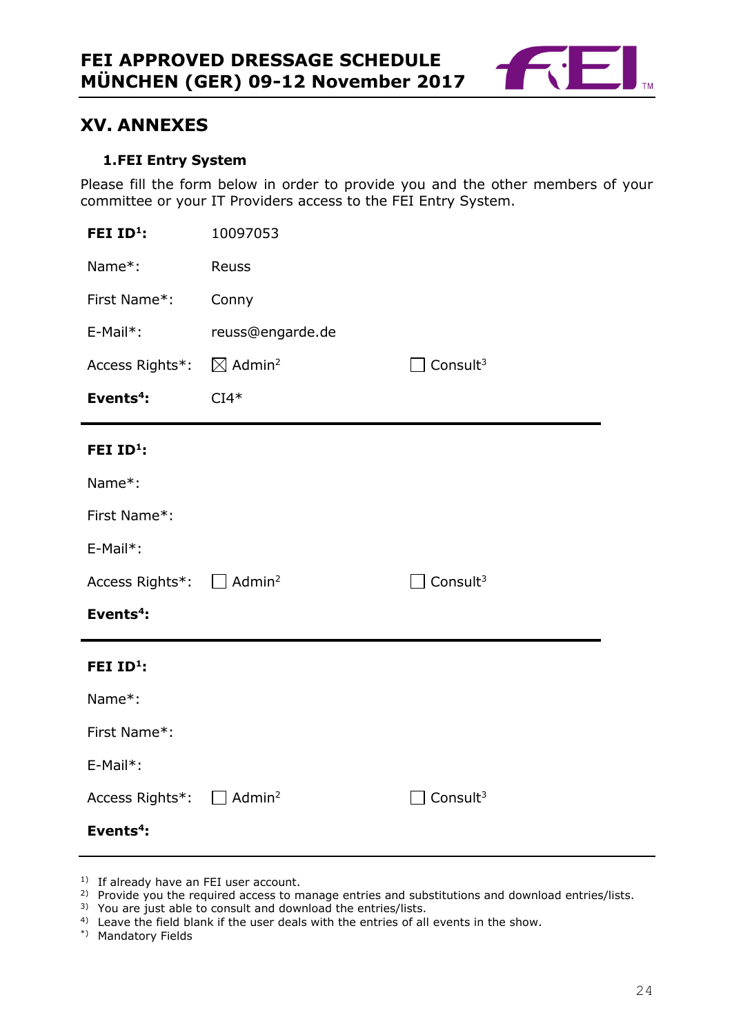## XV. ANNEXES

### 1. FEI Entry System

Please fill the form below in order to provide you and the other members of your committee or your IT Providers access to the FEI Entry System.

| | | |
|---|---|---|
| **FEI ID[1]:** | 10097053 | |
| Name*: | Reuss | |
| First Name*: | Conny | |
| E-Mail*: | reuss@engarde.de | |
| Access Rights*: | ☒ Admin[2] | ☐ Consult[3] |
| **Events[4]:** | CI4* | |

| | | |
|---|---|---|
| **FEI ID[1]:** | | |
| Name*: | | |
| First Name*: | | |
| E-Mail*: | | |
| Access Rights*: | ☐ Admin[2] | ☐ Consult[3] |
| **Events[4]:** | | |

| | | |
|---|---|---|
| **FEI ID[1]:** | | |
| Name*: | | |
| First Name*: | | |
| E-Mail*: | | |
| Access Rights*: | ☐ Admin[2] | ☐ Consult[3] |
| **Events[4]:** | | |

1) If already have an FEI user account.
2) Provide you the required access to manage entries and substitutions and download entries/lists.
3) You are just able to consult and download the entries/lists.
4) Leave the field blank if the user deals with the entries of all events in the show.
*) Mandatory Fields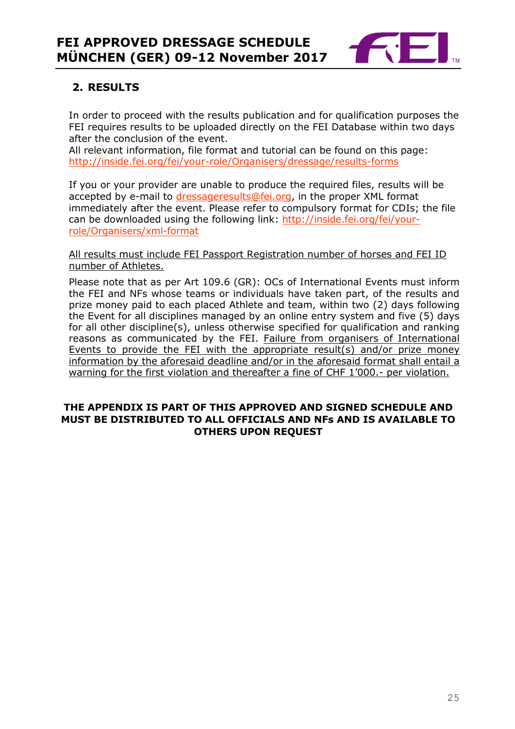## 2. RESULTS

In order to proceed with the results publication and for qualification purposes the FEI requires results to be uploaded directly on the FEI Database within two days after the conclusion of the event.
All relevant information, file format and tutorial can be found on this page: http://inside.fei.org/fei/your-role/Organisers/dressage/results-forms

If you or your provider are unable to produce the required files, results will be accepted by e-mail to dressageresults@fei.org, in the proper XML format immediately after the event. Please refer to compulsory format for CDIs; the file can be downloaded using the following link: http://inside.fei.org/fei/your-role/Organisers/xml-format

All results must include FEI Passport Registration number of horses and FEI ID number of Athletes.

Please note that as per Art 109.6 (GR): OCs of International Events must inform the FEI and NFs whose teams or individuals have taken part, of the results and prize money paid to each placed Athlete and team, within two (2) days following the Event for all disciplines managed by an online entry system and five (5) days for all other discipline(s), unless otherwise specified for qualification and ranking reasons as communicated by the FEI. Failure from organisers of International Events to provide the FEI with the appropriate result(s) and/or prize money information by the aforesaid deadline and/or in the aforesaid format shall entail a warning for the first violation and thereafter a fine of CHF 1'000.- per violation.

**THE APPENDIX IS PART OF THIS APPROVED AND SIGNED SCHEDULE AND MUST BE DISTRIBUTED TO ALL OFFICIALS AND NFs AND IS AVAILABLE TO OTHERS UPON REQUEST**